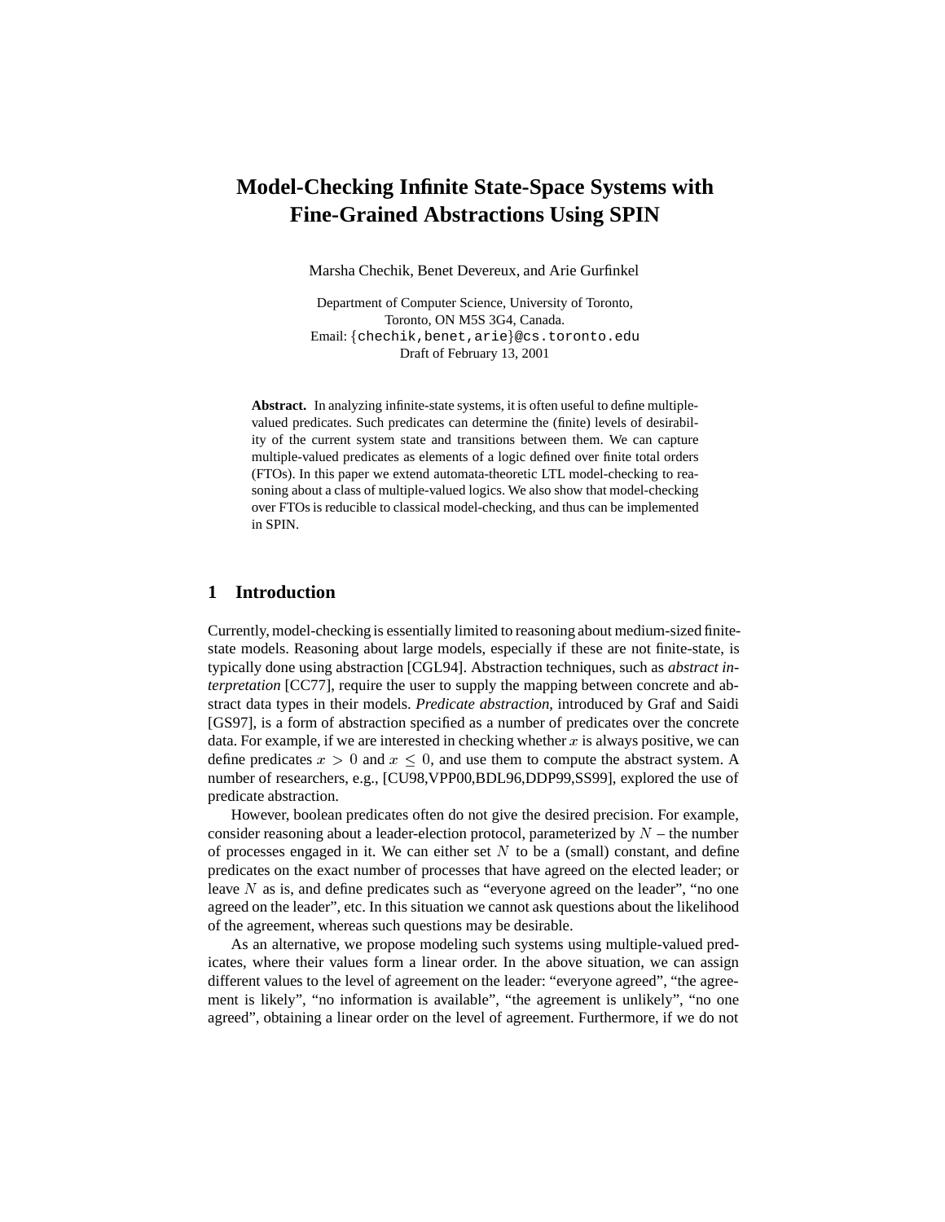# Model-Checking Infinite State-Space Systems with Fine-Grained Abstractions Using SPIN

Marsha Chechik, Benet Devereux, and Arie Gurfinkel

Department of Computer Science, University of Toronto,
Toronto, ON M5S 3G4, Canada.
Email: {chechik,benet,arie}@cs.toronto.edu
Draft of February 13, 2001

**Abstract.** In analyzing infinite-state systems, it is often useful to define multiple-valued predicates. Such predicates can determine the (finite) levels of desirability of the current system state and transitions between them. We can capture multiple-valued predicates as elements of a logic defined over finite total orders (FTOs). In this paper we extend automata-theoretic LTL model-checking to reasoning about a class of multiple-valued logics. We also show that model-checking over FTOs is reducible to classical model-checking, and thus can be implemented in SPIN.

## 1 Introduction

Currently, model-checking is essentially limited to reasoning about medium-sized finite-state models. Reasoning about large models, especially if these are not finite-state, is typically done using abstraction [CGL94]. Abstraction techniques, such as *abstract interpretation* [CC77], require the user to supply the mapping between concrete and abstract data types in their models. *Predicate abstraction*, introduced by Graf and Saidi [GS97], is a form of abstraction specified as a number of predicates over the concrete data. For example, if we are interested in checking whether $x$ is always positive, we can define predicates $x > 0$ and $x \leq 0$, and use them to compute the abstract system. A number of researchers, e.g., [CU98,VPP00,BDL96,DDP99,SS99], explored the use of predicate abstraction.

However, boolean predicates often do not give the desired precision. For example, consider reasoning about a leader-election protocol, parameterized by $N$ – the number of processes engaged in it. We can either set $N$ to be a (small) constant, and define predicates on the exact number of processes that have agreed on the elected leader; or leave $N$ as is, and define predicates such as "everyone agreed on the leader", "no one agreed on the leader", etc. In this situation we cannot ask questions about the likelihood of the agreement, whereas such questions may be desirable.

As an alternative, we propose modeling such systems using multiple-valued predicates, where their values form a linear order. In the above situation, we can assign different values to the level of agreement on the leader: "everyone agreed", "the agreement is likely", "no information is available", "the agreement is unlikely", "no one agreed", obtaining a linear order on the level of agreement. Furthermore, if we do not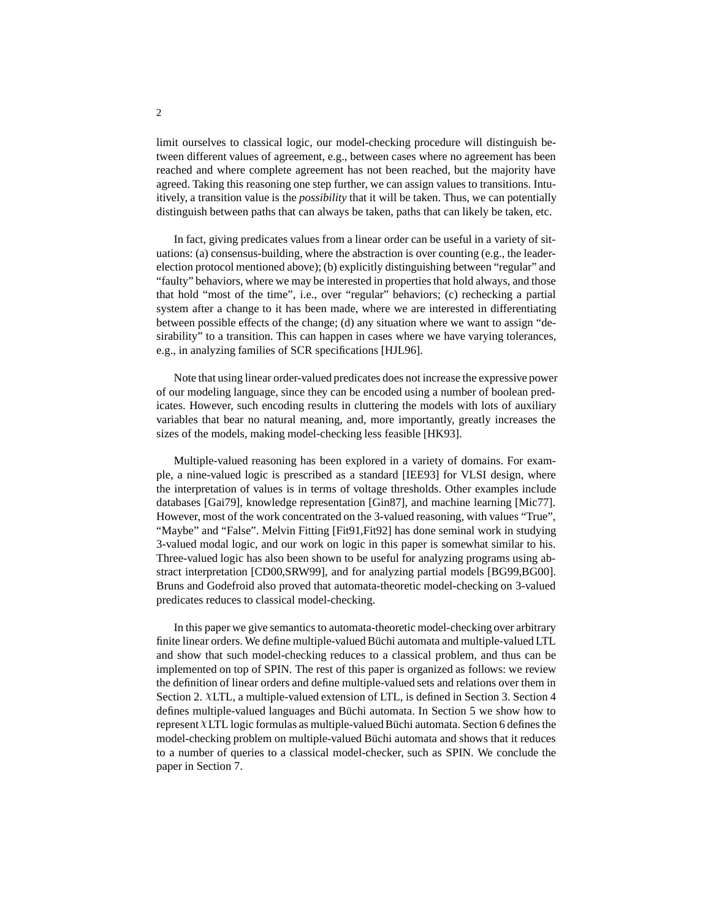limit ourselves to classical logic, our model-checking procedure will distinguish between different values of agreement, e.g., between cases where no agreement has been reached and where complete agreement has not been reached, but the majority have agreed. Taking this reasoning one step further, we can assign values to transitions. Intuitively, a transition value is the *possibility* that it will be taken. Thus, we can potentially distinguish between paths that can always be taken, paths that can likely be taken, etc.

In fact, giving predicates values from a linear order can be useful in a variety of situations: (a) consensus-building, where the abstraction is over counting (e.g., the leader-election protocol mentioned above); (b) explicitly distinguishing between "regular" and "faulty" behaviors, where we may be interested in properties that hold always, and those that hold "most of the time", i.e., over "regular" behaviors; (c) rechecking a partial system after a change to it has been made, where we are interested in differentiating between possible effects of the change; (d) any situation where we want to assign "desirability" to a transition. This can happen in cases where we have varying tolerances, e.g., in analyzing families of SCR specifications [HJL96].

Note that using linear order-valued predicates does not increase the expressive power of our modeling language, since they can be encoded using a number of boolean predicates. However, such encoding results in cluttering the models with lots of auxiliary variables that bear no natural meaning, and, more importantly, greatly increases the sizes of the models, making model-checking less feasible [HK93].

Multiple-valued reasoning has been explored in a variety of domains. For example, a nine-valued logic is prescribed as a standard [IEE93] for VLSI design, where the interpretation of values is in terms of voltage thresholds. Other examples include databases [Gai79], knowledge representation [Gin87], and machine learning [Mic77]. However, most of the work concentrated on the 3-valued reasoning, with values "True", "Maybe" and "False". Melvin Fitting [Fit91,Fit92] has done seminal work in studying 3-valued modal logic, and our work on logic in this paper is somewhat similar to his. Three-valued logic has also been shown to be useful for analyzing programs using abstract interpretation [CD00,SRW99], and for analyzing partial models [BG99,BG00]. Bruns and Godefroid also proved that automata-theoretic model-checking on 3-valued predicates reduces to classical model-checking.

In this paper we give semantics to automata-theoretic model-checking over arbitrary finite linear orders. We define multiple-valued Büchi automata and multiple-valued LTL and show that such model-checking reduces to a classical problem, and thus can be implemented on top of SPIN. The rest of this paper is organized as follows: we review the definition of linear orders and define multiple-valued sets and relations over them in Section 2. $\chi$LTL, a multiple-valued extension of LTL, is defined in Section 3. Section 4 defines multiple-valued languages and Büchi automata. In Section 5 we show how to represent $\chi$LTL logic formulas as multiple-valued Büchi automata. Section 6 defines the model-checking problem on multiple-valued Büchi automata and shows that it reduces to a number of queries to a classical model-checker, such as SPIN. We conclude the paper in Section 7.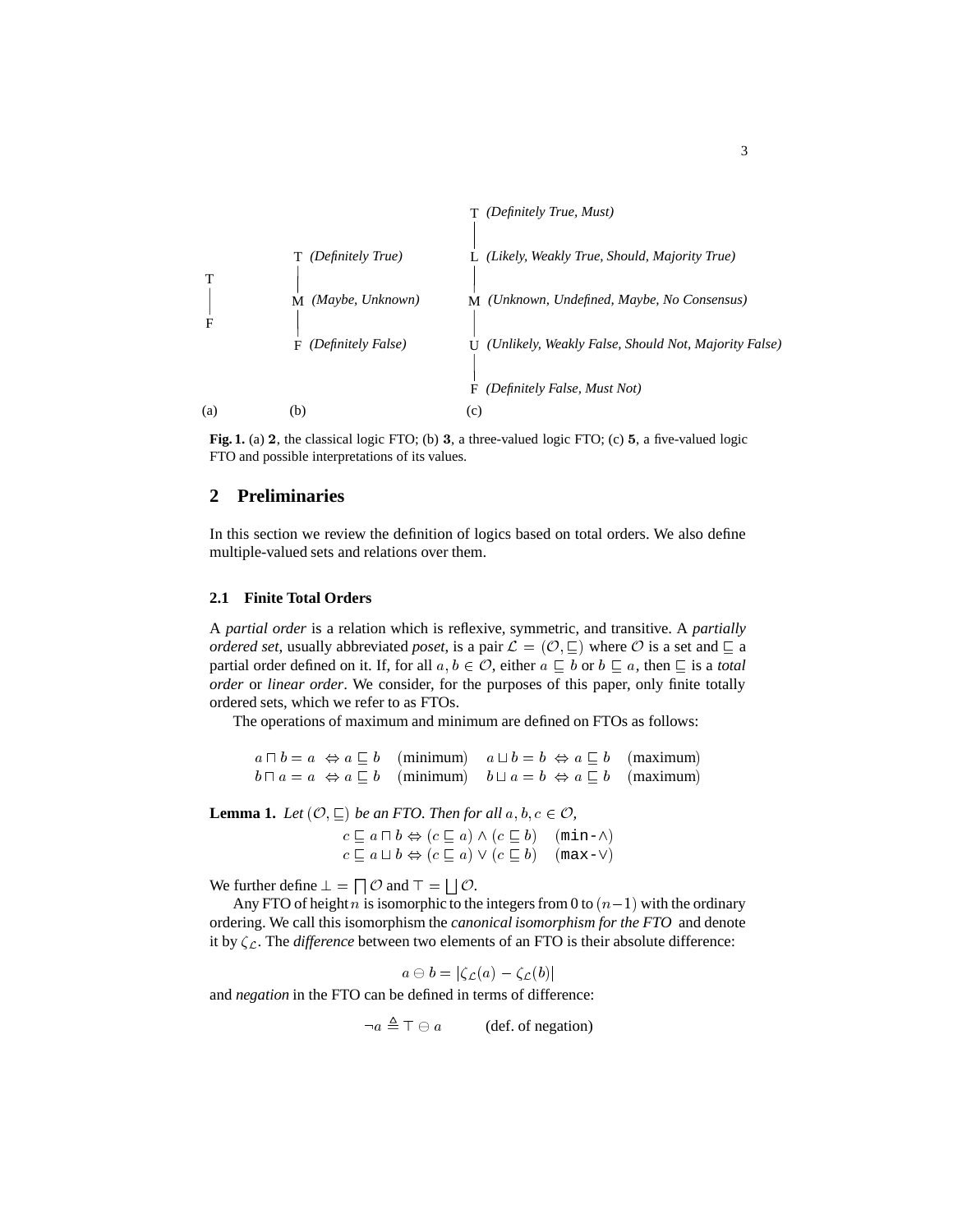T (*Definitely True, Must*)

| (a) | (b) | (c) |
|---|---|---|
| T | T (*Definitely True*) | T (*Definitely True, Must*) |
| F | M (*Maybe, Unknown*) | L (*Likely, Weakly True, Should, Majority True*) |
| | F (*Definitely False*) | M (*Unknown, Undefined, Maybe, No Consensus*) |
| | | U (*Unlikely, Weakly False, Should Not, Majority False*) |
| | | F (*Definitely False, Must Not*) |

**Fig. 1.** (a) **2**, the classical logic FTO; (b) **3**, a three-valued logic FTO; (c) **5**, a five-valued logic FTO and possible interpretations of its values.

## 2 Preliminaries

In this section we review the definition of logics based on total orders. We also define multiple-valued sets and relations over them.

### 2.1 Finite Total Orders

A *partial order* is a relation which is reflexive, symmetric, and transitive. A *partially ordered set*, usually abbreviated *poset*, is a pair $\mathcal{L} = (\mathcal{O}, \sqsubseteq)$ where $\mathcal{O}$ is a set and $\sqsubseteq$ a partial order defined on it. If, for all $a, b \in \mathcal{O}$, either $a \sqsubseteq b$ or $b \sqsubseteq a$, then $\sqsubseteq$ is a *total order* or *linear order*. We consider, for the purposes of this paper, only finite totally ordered sets, which we refer to as FTOs.

The operations of maximum and minimum are defined on FTOs as follows:

$$
\begin{array}{llll}
a \sqcap b = a \;\Leftrightarrow a \sqsubseteq b & (\text{minimum}) & a \sqcup b = b \;\Leftrightarrow a \sqsubseteq b & (\text{maximum}) \\
b \sqcap a = a \;\Leftrightarrow a \sqsubseteq b & (\text{minimum}) & b \sqcup a = b \;\Leftrightarrow a \sqsubseteq b & (\text{maximum})
\end{array}
$$

**Lemma 1.** *Let $(\mathcal{O}, \sqsubseteq)$ be an FTO. Then for all $a, b, c \in \mathcal{O}$,*

$$
\begin{array}{ll}
c \sqsubseteq a \sqcap b \Leftrightarrow (c \sqsubseteq a) \wedge (c \sqsubseteq b) & (\texttt{min-}\wedge) \\
c \sqsubseteq a \sqcup b \Leftrightarrow (c \sqsubseteq a) \vee (c \sqsubseteq b) & (\texttt{max-}\vee)
\end{array}
$$

We further define $\bot = \bigsqcap \mathcal{O}$ and $\top = \bigsqcup \mathcal{O}$.

Any FTO of height $n$ is isomorphic to the integers from 0 to $(n-1)$ with the ordinary ordering. We call this isomorphism the *canonical isomorphism for the FTO* and denote it by $\zeta_{\mathcal{L}}$. The *difference* between two elements of an FTO is their absolute difference:

$$a \ominus b = |\zeta_{\mathcal{L}}(a) - \zeta_{\mathcal{L}}(b)|$$

and *negation* in the FTO can be defined in terms of difference:

$$\neg a \triangleq \top \ominus a \qquad \text{(def. of negation)}$$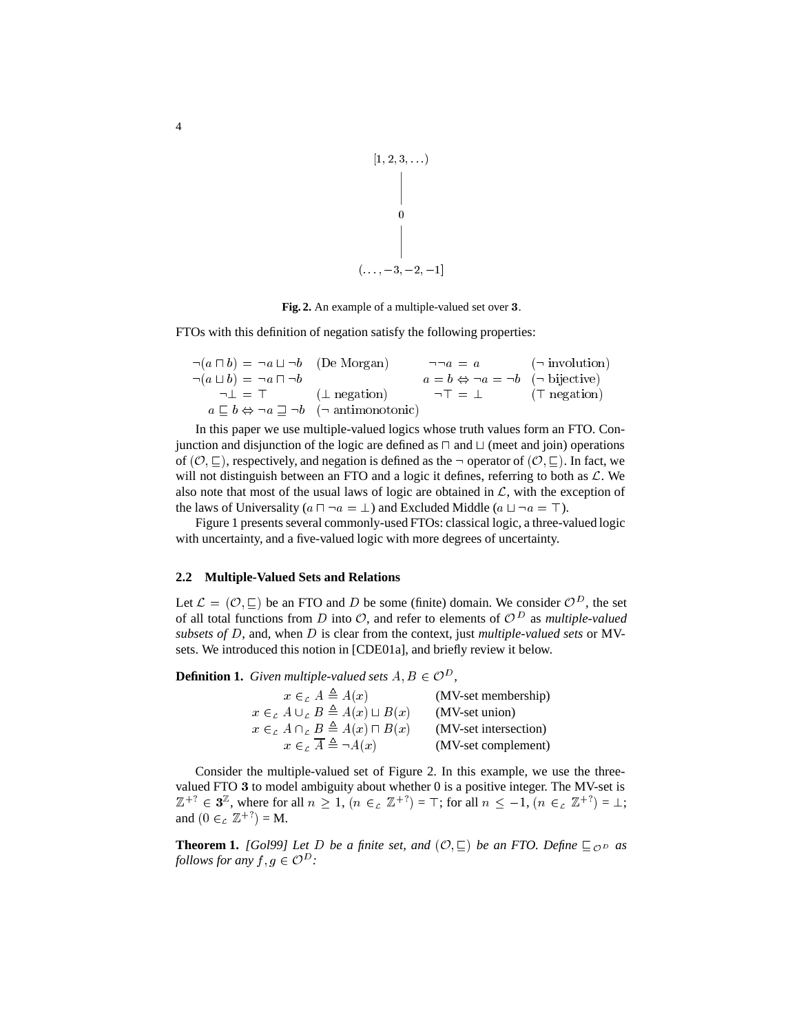$[1, 2, 3, \ldots)$

$0$

$(\ldots, -3, -2, -1]$

**Fig. 2.** An example of a multiple-valued set over **3**.

FTOs with this definition of negation satisfy the following properties:

| | | | |
|---|---|---|---|
| $\neg(a \sqcap b) = \neg a \sqcup \neg b$ | (De Morgan) | $\neg\neg a = a$ | ($\neg$ involution) |
| $\neg(a \sqcup b) = \neg a \sqcap \neg b$ | | $a = b \Leftrightarrow \neg a = \neg b$ | ($\neg$ bijective) |
| $\neg\bot = \top$ | ($\bot$ negation) | $\neg\top = \bot$ | ($\top$ negation) |
| $a \sqsubseteq b \Leftrightarrow \neg a \sqsupseteq \neg b$ | ($\neg$ antimonotonic) | | |

In this paper we use multiple-valued logics whose truth values form an FTO. Conjunction and disjunction of the logic are defined as $\sqcap$ and $\sqcup$ (meet and join) operations of $(\mathcal{O}, \sqsubseteq)$, respectively, and negation is defined as the $\neg$ operator of $(\mathcal{O}, \sqsubseteq)$. In fact, we will not distinguish between an FTO and a logic it defines, referring to both as $\mathcal{L}$. We also note that most of the usual laws of logic are obtained in $\mathcal{L}$, with the exception of the laws of Universality ($a \sqcap \neg a = \bot$) and Excluded Middle ($a \sqcup \neg a = \top$).

Figure 1 presents several commonly-used FTOs: classical logic, a three-valued logic with uncertainty, and a five-valued logic with more degrees of uncertainty.

### 2.2 Multiple-Valued Sets and Relations

Let $\mathcal{L} = (\mathcal{O}, \sqsubseteq)$ be an FTO and $D$ be some (finite) domain. We consider $\mathcal{O}^D$, the set of all total functions from $D$ into $\mathcal{O}$, and refer to elements of $\mathcal{O}^D$ as *multiple-valued subsets of* $D$, and, when $D$ is clear from the context, just *multiple-valued sets* or MV-sets. We introduced this notion in [CDE01a], and briefly review it below.

**Definition 1.** *Given multiple-valued sets* $A, B \in \mathcal{O}^D$,

$$
\begin{array}{rll}
x \in_{\mathcal{L}} A & \triangleq A(x) & \text{(MV-set membership)} \\
x \in_{\mathcal{L}} A \cup_{\mathcal{L}} B & \triangleq A(x) \sqcup B(x) & \text{(MV-set union)} \\
x \in_{\mathcal{L}} A \cap_{\mathcal{L}} B & \triangleq A(x) \sqcap B(x) & \text{(MV-set intersection)} \\
x \in_{\mathcal{L}} \overline{A} & \triangleq \neg A(x) & \text{(MV-set complement)}
\end{array}
$$

Consider the multiple-valued set of Figure 2. In this example, we use the three-valued FTO **3** to model ambiguity about whether 0 is a positive integer. The MV-set is $\mathbb{Z}^{+?} \in \mathbf{3}^{\mathbb{Z}}$, where for all $n \geq 1$, $(n \in_{\mathcal{L}} \mathbb{Z}^{+?}) = \top$; for all $n \leq -1$, $(n \in_{\mathcal{L}} \mathbb{Z}^{+?}) = \bot$; and $(0 \in_{\mathcal{L}} \mathbb{Z}^{+?}) = \text{M}$.

**Theorem 1.** *[Gol99] Let $D$ be a finite set, and $(\mathcal{O}, \sqsubseteq)$ be an FTO. Define $\sqsubseteq_{\mathcal{O}^D}$ as follows for any $f, g \in \mathcal{O}^D$:*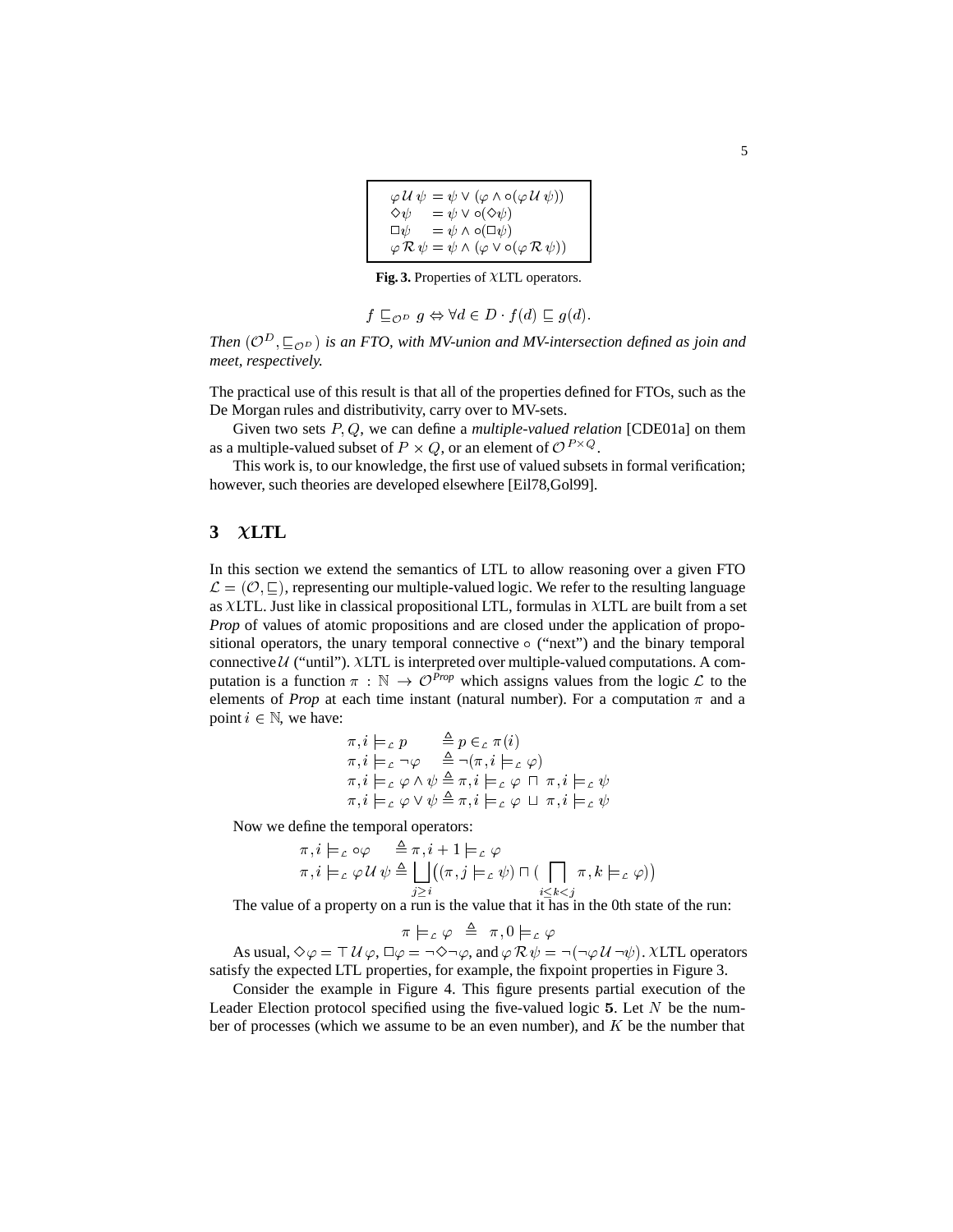$$
\begin{array}{|l|}
\hline
\varphi\,\mathcal{U}\,\psi = \psi \vee (\varphi \wedge \circ(\varphi\,\mathcal{U}\,\psi)) \\
\Diamond\psi \quad\; = \psi \vee \circ(\Diamond\psi) \\
\Box\psi \quad\; = \psi \wedge \circ(\Box\psi) \\
\varphi\,\mathcal{R}\,\psi = \psi \wedge (\varphi \vee \circ(\varphi\,\mathcal{R}\,\psi)) \\
\hline
\end{array}
$$

**Fig. 3.** Properties of $\chi$LTL operators.

$$f \sqsubseteq_{\mathcal{O}^D} g \Leftrightarrow \forall d \in D \cdot f(d) \sqsubseteq g(d).$$

*Then* $(\mathcal{O}^D, \sqsubseteq_{\mathcal{O}^D})$ *is an FTO, with MV-union and MV-intersection defined as join and meet, respectively.*

The practical use of this result is that all of the properties defined for FTOs, such as the De Morgan rules and distributivity, carry over to MV-sets.

Given two sets $P, Q$, we can define a *multiple-valued relation* [CDE01a] on them as a multiple-valued subset of $P \times Q$, or an element of $\mathcal{O}^{P \times Q}$.

This work is, to our knowledge, the first use of valued subsets in formal verification; however, such theories are developed elsewhere [Eil78,Gol99].

## 3 $\chi$LTL

In this section we extend the semantics of LTL to allow reasoning over a given FTO $\mathcal{L} = (\mathcal{O}, \sqsubseteq)$, representing our multiple-valued logic. We refer to the resulting language as $\chi$LTL. Just like in classical propositional LTL, formulas in $\chi$LTL are built from a set *Prop* of values of atomic propositions and are closed under the application of propositional operators, the unary temporal connective $\circ$ ("next") and the binary temporal connective $\mathcal{U}$ ("until"). $\chi$LTL is interpreted over multiple-valued computations. A computation is a function $\pi : \mathbb{N} \rightarrow \mathcal{O}^{Prop}$ which assigns values from the logic $\mathcal{L}$ to the elements of *Prop* at each time instant (natural number). For a computation $\pi$ and a point $i \in \mathbb{N}$, we have:

$$
\begin{array}{ll}
\pi, i \models_{\mathcal{L}} p & \triangleq p \in_{\mathcal{L}} \pi(i) \\
\pi, i \models_{\mathcal{L}} \neg\varphi & \triangleq \neg(\pi, i \models_{\mathcal{L}} \varphi) \\
\pi, i \models_{\mathcal{L}} \varphi \wedge \psi & \triangleq \pi, i \models_{\mathcal{L}} \varphi \sqcap \pi, i \models_{\mathcal{L}} \psi \\
\pi, i \models_{\mathcal{L}} \varphi \vee \psi & \triangleq \pi, i \models_{\mathcal{L}} \varphi \sqcup \pi, i \models_{\mathcal{L}} \psi
\end{array}
$$

Now we define the temporal operators:

$$
\begin{array}{ll}
\pi, i \models_{\mathcal{L}} \circ\varphi & \triangleq \pi, i+1 \models_{\mathcal{L}} \varphi \\
\pi, i \models_{\mathcal{L}} \varphi\,\mathcal{U}\,\psi & \triangleq \bigsqcup\limits_{j \geq i} \left( (\pi, j \models_{\mathcal{L}} \psi) \sqcap ( \bigsqcap\limits_{i \leq k < j} \pi, k \models_{\mathcal{L}} \varphi) \right)
\end{array}
$$

The value of a property on a run is the value that it has in the 0th state of the run:

$$\pi \models_{\mathcal{L}} \varphi \;\triangleq\; \pi, 0 \models_{\mathcal{L}} \varphi$$

As usual, $\Diamond\varphi = \top\,\mathcal{U}\,\varphi$, $\Box\varphi = \neg\Diamond\neg\varphi$, and $\varphi\,\mathcal{R}\,\psi = \neg(\neg\varphi\,\mathcal{U}\,\neg\psi)$. $\chi$LTL operators satisfy the expected LTL properties, for example, the fixpoint properties in Figure 3.

Consider the example in Figure 4. This figure presents partial execution of the Leader Election protocol specified using the five-valued logic $\mathbf{5}$. Let $N$ be the number of processes (which we assume to be an even number), and $K$ be the number that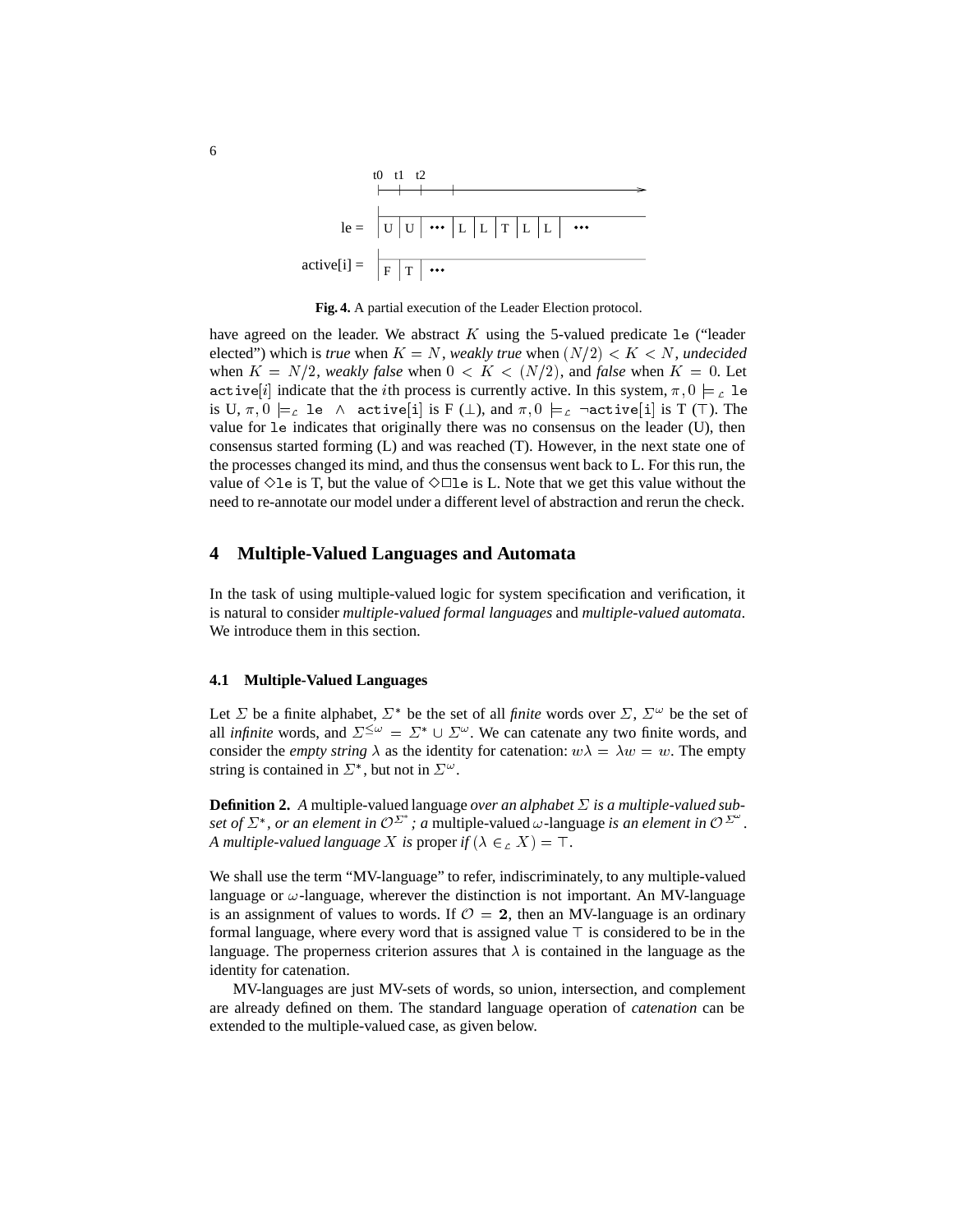```
            t0   t1   t2
            |----|----|----|------------------------------->

le =        | U | U | ••• | L | L | T | L | L |   •••

active[i] = | F | T | •••
```

**Fig. 4.** A partial execution of the Leader Election protocol.

have agreed on the leader. We abstract $K$ using the 5-valued predicate `le` ("leader elected") which is *true* when $K = N$, *weakly true* when $(N/2) < K < N$, *undecided* when $K = N/2$, *weakly false* when $0 < K < (N/2)$, and *false* when $K = 0$. Let $\texttt{active}[i]$ indicate that the $i$th process is currently active. In this system, $\pi, 0 \models_{\mathcal{L}}$ `le` is U, $\pi, 0 \models_{\mathcal{L}}$ `le` $\wedge$ `active[i]` is F ($\bot$), and $\pi, 0 \models_{\mathcal{L}} \neg$`active[i]` is T ($\top$). The value for `le` indicates that originally there was no consensus on the leader (U), then consensus started forming (L) and was reached (T). However, in the next state one of the processes changed its mind, and thus the consensus went back to L. For this run, the value of $\Diamond$`le` is T, but the value of $\Diamond\Box$`le` is L. Note that we get this value without the need to re-annotate our model under a different level of abstraction and rerun the check.

## 4 Multiple-Valued Languages and Automata

In the task of using multiple-valued logic for system specification and verification, it is natural to consider *multiple-valued formal languages* and *multiple-valued automata*. We introduce them in this section.

### 4.1 Multiple-Valued Languages

Let $\Sigma$ be a finite alphabet, $\Sigma^*$ be the set of all *finite* words over $\Sigma$, $\Sigma^\omega$ be the set of all *infinite* words, and $\Sigma^{\leq\omega} = \Sigma^* \cup \Sigma^\omega$. We can catenate any two finite words, and consider the *empty string* $\lambda$ as the identity for catenation: $w\lambda = \lambda w = w$. The empty string is contained in $\Sigma^*$, but not in $\Sigma^\omega$.

**Definition 2.** *A* multiple-valued language *over an alphabet $\Sigma$ is a multiple-valued subset of $\Sigma^*$, or an element in $\mathcal{O}^{\Sigma^*}$; a* multiple-valued $\omega$-language *is an element in $\mathcal{O}^{\Sigma^\omega}$. A multiple-valued language $X$ is* proper *if $(\lambda \in_{\mathcal{L}} X) = \top$.*

We shall use the term "MV-language" to refer, indiscriminately, to any multiple-valued language or $\omega$-language, wherever the distinction is not important. An MV-language is an assignment of values to words. If $\mathcal{O} = \mathbf{2}$, then an MV-language is an ordinary formal language, where every word that is assigned value $\top$ is considered to be in the language. The properness criterion assures that $\lambda$ is contained in the language as the identity for catenation.

MV-languages are just MV-sets of words, so union, intersection, and complement are already defined on them. The standard language operation of *catenation* can be extended to the multiple-valued case, as given below.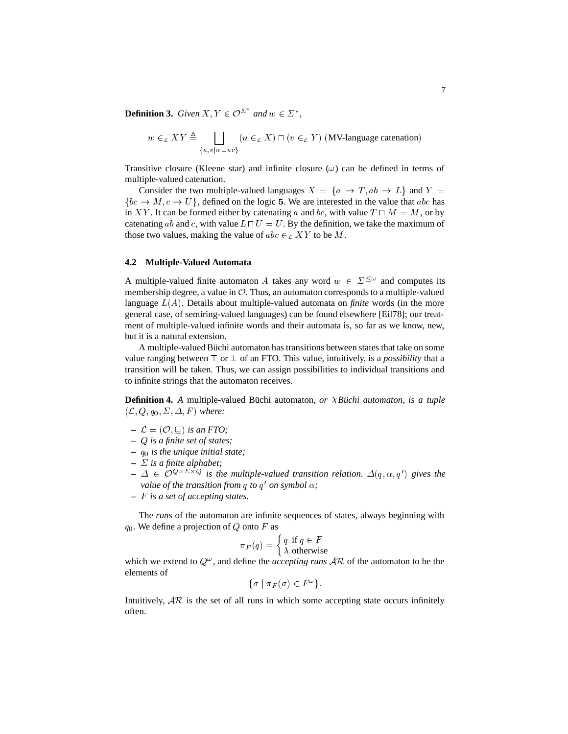**Definition 3.** *Given $X, Y \in \mathcal{O}^{\Sigma^*}$ and $w \in \Sigma^*$,*

$$w \in_{\mathcal{L}} XY \triangleq \bigsqcup_{\{u,v \mid w=uv\}} (u \in_{\mathcal{L}} X) \sqcap (v \in_{\mathcal{L}} Y) \text{ (MV-language catenation)}$$

Transitive closure (Kleene star) and infinite closure ($\omega$) can be defined in terms of multiple-valued catenation.

Consider the two multiple-valued languages $X = \{a \to T, ab \to L\}$ and $Y = \{bc \to M, c \to U\}$, defined on the logic **5**. We are interested in the value that $abc$ has in $XY$. It can be formed either by catenating $a$ and $bc$, with value $T \sqcap M = M$, or by catenating $ab$ and $c$, with value $L \sqcap U = U$. By the definition, we take the maximum of those two values, making the value of $abc \in_{\mathcal{L}} XY$ to be $M$.

### 4.2 Multiple-Valued Automata

A multiple-valued finite automaton $A$ takes any word $w \in \Sigma^{\leq\omega}$ and computes its membership degree, a value in $\mathcal{O}$. Thus, an automaton corresponds to a multiple-valued language $L(A)$. Details about multiple-valued automata on *finite* words (in the more general case, of semiring-valued languages) can be found elsewhere [Eil78]; our treatment of multiple-valued infinite words and their automata is, so far as we know, new, but it is a natural extension.

A multiple-valued Büchi automaton has transitions between states that take on some value ranging between $\top$ or $\bot$ of an FTO. This value, intuitively, is a *possibility* that a transition will be taken. Thus, we can assign possibilities to individual transitions and to infinite strings that the automaton receives.

**Definition 4.** *A* multiple-valued Büchi automaton*, or $\chi$Büchi automaton, is a tuple $(\mathcal{L}, Q, q_0, \Sigma, \Delta, F)$ where:*

- *$\mathcal{L} = (\mathcal{O}, \sqsubseteq)$ is an FTO;*
- *$Q$ is a finite set of states;*
- *$q_0$ is the unique initial state;*
- *$\Sigma$ is a finite alphabet;*
- *$\Delta \in \mathcal{O}^{Q \times \Sigma \times Q}$ is the multiple-valued transition relation. $\Delta(q, \alpha, q')$ gives the value of the transition from $q$ to $q'$ on symbol $\alpha$;*
- *$F$ is a set of accepting states.*

The *runs* of the automaton are infinite sequences of states, always beginning with $q_0$. We define a projection of $Q$ onto $F$ as

$$\pi_F(q) = \begin{cases} q & \text{if } q \in F \\ \lambda & \text{otherwise} \end{cases}$$

which we extend to $Q^\omega$, and define the *accepting runs* $\mathcal{AR}$ of the automaton to be the elements of

$$\{\sigma \mid \pi_F(\sigma) \in F^\omega\}.$$

Intuitively, $\mathcal{AR}$ is the set of all runs in which some accepting state occurs infinitely often.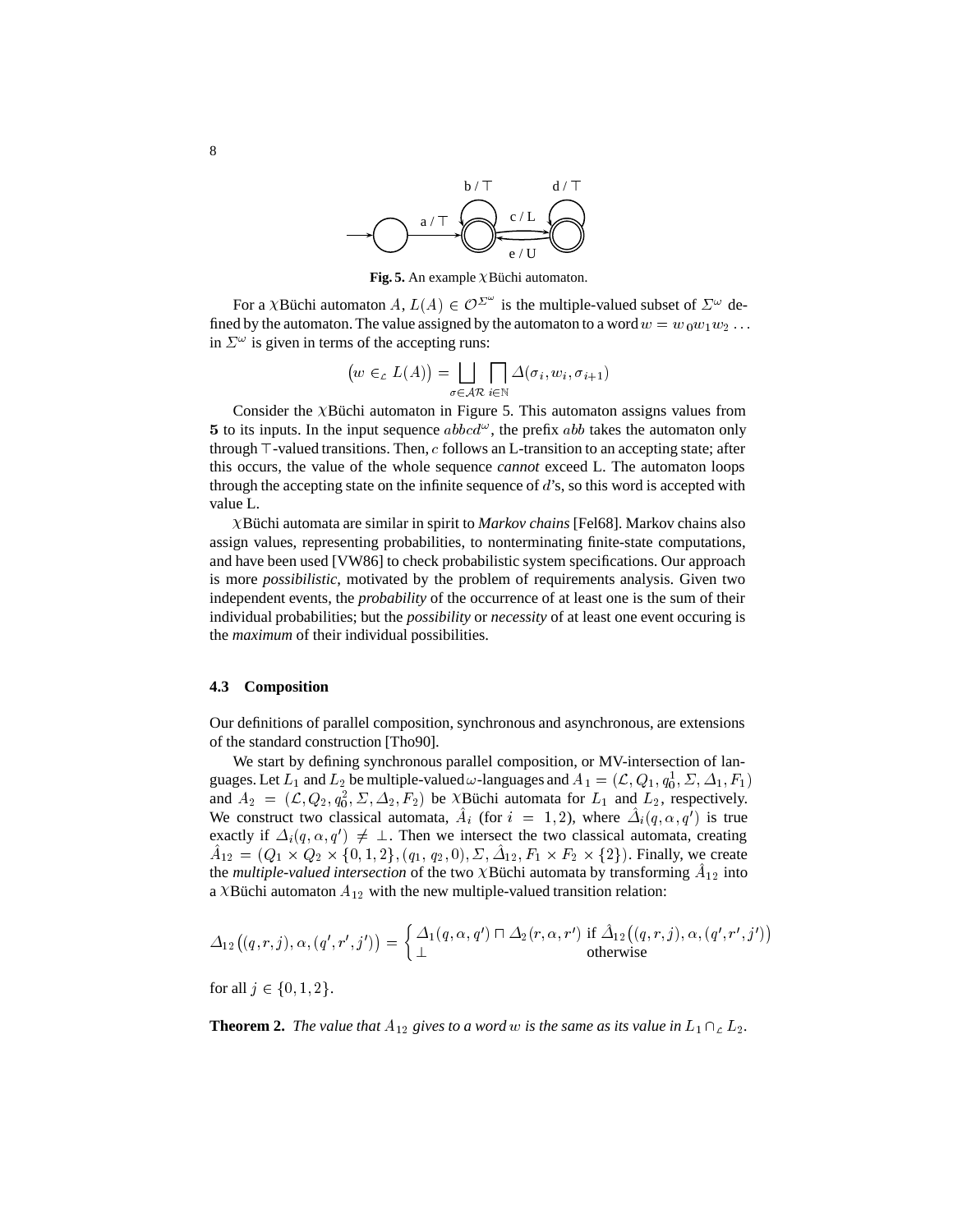**Fig. 5.** An example $\chi$Büchi automaton.

For a $\chi$Büchi automaton $A$, $L(A) \in \mathcal{O}^{\Sigma^\omega}$ is the multiple-valued subset of $\Sigma^\omega$ defined by the automaton. The value assigned by the automaton to a word $w = w_0 w_1 w_2 \ldots$ in $\Sigma^\omega$ is given in terms of the accepting runs:

$$\big(w \in_{\mathcal{L}} L(A)\big) = \bigsqcup_{\sigma \in \mathcal{AR}} \bigsqcap_{i \in \mathbb{N}} \Delta(\sigma_i, w_i, \sigma_{i+1})$$

Consider the $\chi$Büchi automaton in Figure 5. This automaton assigns values from **5** to its inputs. In the input sequence $abbcd^\omega$, the prefix $abb$ takes the automaton only through $\top$-valued transitions. Then, $c$ follows an L-transition to an accepting state; after this occurs, the value of the whole sequence *cannot* exceed L. The automaton loops through the accepting state on the infinite sequence of $d$'s, so this word is accepted with value L.

$\chi$Büchi automata are similar in spirit to *Markov chains* [Fel68]. Markov chains also assign values, representing probabilities, to nonterminating finite-state computations, and have been used [VW86] to check probabilistic system specifications. Our approach is more *possibilistic*, motivated by the problem of requirements analysis. Given two independent events, the *probability* of the occurrence of at least one is the sum of their individual probabilities; but the *possibility* or *necessity* of at least one event occuring is the *maximum* of their individual possibilities.

### 4.3 Composition

Our definitions of parallel composition, synchronous and asynchronous, are extensions of the standard construction [Tho90].

We start by defining synchronous parallel composition, or MV-intersection of languages. Let $L_1$ and $L_2$ be multiple-valued $\omega$-languages and $A_1 = (\mathcal{L}, Q_1, q_0^1, \Sigma, \Delta_1, F_1)$ and $A_2 = (\mathcal{L}, Q_2, q_0^2, \Sigma, \Delta_2, F_2)$ be $\chi$Büchi automata for $L_1$ and $L_2$, respectively. We construct two classical automata, $\hat{A}_i$ (for $i = 1, 2$), where $\hat{\Delta}_i(q, \alpha, q')$ is true exactly if $\Delta_i(q, \alpha, q') \neq \bot$. Then we intersect the two classical automata, creating $\hat{A}_{12} = (Q_1 \times Q_2 \times \{0, 1, 2\}, (q_1, q_2, 0), \Sigma, \hat{\Delta}_{12}, F_1 \times F_2 \times \{2\})$. Finally, we create the *multiple-valued intersection* of the two $\chi$Büchi automata by transforming $\hat{A}_{12}$ into a $\chi$Büchi automaton $A_{12}$ with the new multiple-valued transition relation:

$$\Delta_{12}\big((q, r, j), \alpha, (q', r', j')\big) = \begin{cases} \Delta_1(q, \alpha, q') \sqcap \Delta_2(r, \alpha, r') & \text{if } \hat{\Delta}_{12}\big((q, r, j), \alpha, (q', r', j')\big) \\ \bot & \text{otherwise} \end{cases}$$

for all $j \in \{0, 1, 2\}$.

**Theorem 2.** *The value that $A_{12}$ gives to a word $w$ is the same as its value in $L_1 \cap_{\mathcal{L}} L_2$.*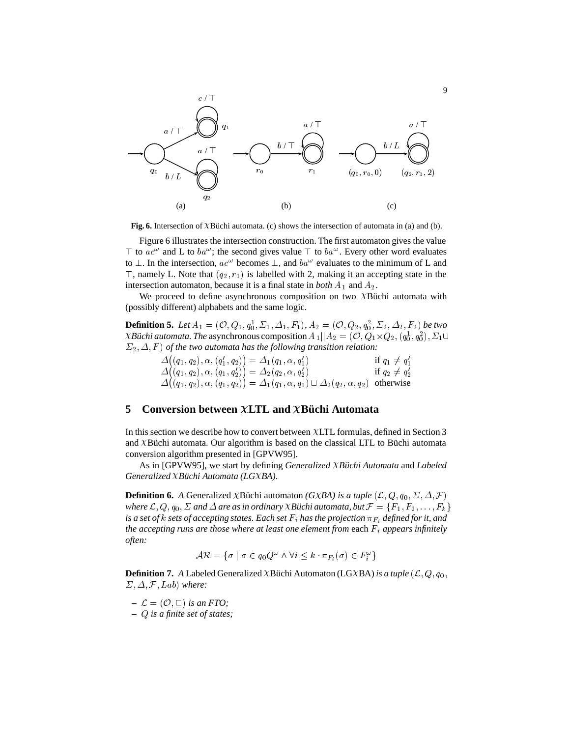**Fig. 6.** Intersection of $\chi$Büchi automata. (c) shows the intersection of automata in (a) and (b).

Figure 6 illustrates the intersection construction. The first automaton gives the value $\top$ to $ac^\omega$ and L to $ba^\omega$; the second gives value $\top$ to $ba^\omega$. Every other word evaluates to $\bot$. In the intersection, $ac^\omega$ becomes $\bot$, and $ba^\omega$ evaluates to the minimum of L and $\top$, namely L. Note that $(q_2, r_1)$ is labelled with 2, making it an accepting state in the intersection automaton, because it is a final state in *both* $A_1$ and $A_2$.

We proceed to define asynchronous composition on two $\chi$Büchi automata with (possibly different) alphabets and the same logic.

**Definition 5.** *Let* $A_1 = (\mathcal{O}, Q_1, q_0^1, \Sigma_1, \Delta_1, F_1)$*,* $A_2 = (\mathcal{O}, Q_2, q_0^2, \Sigma_2, \Delta_2, F_2)$ *be two* $\chi$*Büchi automata. The* asynchronous composition $A_1 || A_2 = (\mathcal{O}, Q_1 \times Q_2, (q_0^1, q_0^2), \Sigma_1 \cup \Sigma_2, \Delta, F)$ *of the two automata has the following transition relation:*

$$
\begin{array}{ll}
\Delta\big((q_1, q_2), \alpha, (q_1', q_2)\big) = \Delta_1(q_1, \alpha, q_1') & \text{if } q_1 \neq q_1' \\
\Delta\big((q_1, q_2), \alpha, (q_1, q_2')\big) = \Delta_2(q_2, \alpha, q_2') & \text{if } q_2 \neq q_2' \\
\Delta\big((q_1, q_2), \alpha, (q_1, q_2)\big) = \Delta_1(q_1, \alpha, q_1) \sqcup \Delta_2(q_2, \alpha, q_2) & \text{otherwise}
\end{array}
$$

## 5 Conversion between $\chi$LTL and $\chi$Büchi Automata

In this section we describe how to convert between $\chi$LTL formulas, defined in Section 3 and $\chi$Büchi automata. Our algorithm is based on the classical LTL to Büchi automata conversion algorithm presented in [GPVW95].

As in [GPVW95], we start by defining *Generalized* $\chi$*Büchi Automata* and *Labeled Generalized* $\chi$*Büchi Automata (LG*$\chi$*BA)*.

**Definition 6.** *A* Generalized $\chi$Büchi automaton *(G*$\chi$*BA) is a tuple* $(\mathcal{L}, Q, q_0, \Sigma, \Delta, \mathcal{F})$ *where* $\mathcal{L}, Q, q_0, \Sigma$ *and* $\Delta$ *are as in ordinary* $\chi$*Büchi automata, but* $\mathcal{F} = \{F_1, F_2, \ldots, F_k\}$ *is a set of* $k$ *sets of accepting states. Each set* $F_i$ *has the projection* $\pi_{F_i}$ *defined for it, and the accepting runs are those where at least one element from* each $F_i$ *appears infinitely often:*

$$\mathcal{AR} = \{\sigma \mid \sigma \in q_0 Q^\omega \wedge \forall i \leq k \cdot \pi_{F_i}(\sigma) \in F_i^\omega\}$$

**Definition 7.** *A* Labeled Generalized $\chi$Büchi Automaton (LG$\chi$BA) *is a tuple* $(\mathcal{L}, Q, q_0, \Sigma, \Delta, \mathcal{F}, Lab)$ *where:*

- $\mathcal{L} = (\mathcal{O}, \sqsubseteq)$ *is an FTO;*
- $Q$ *is a finite set of states;*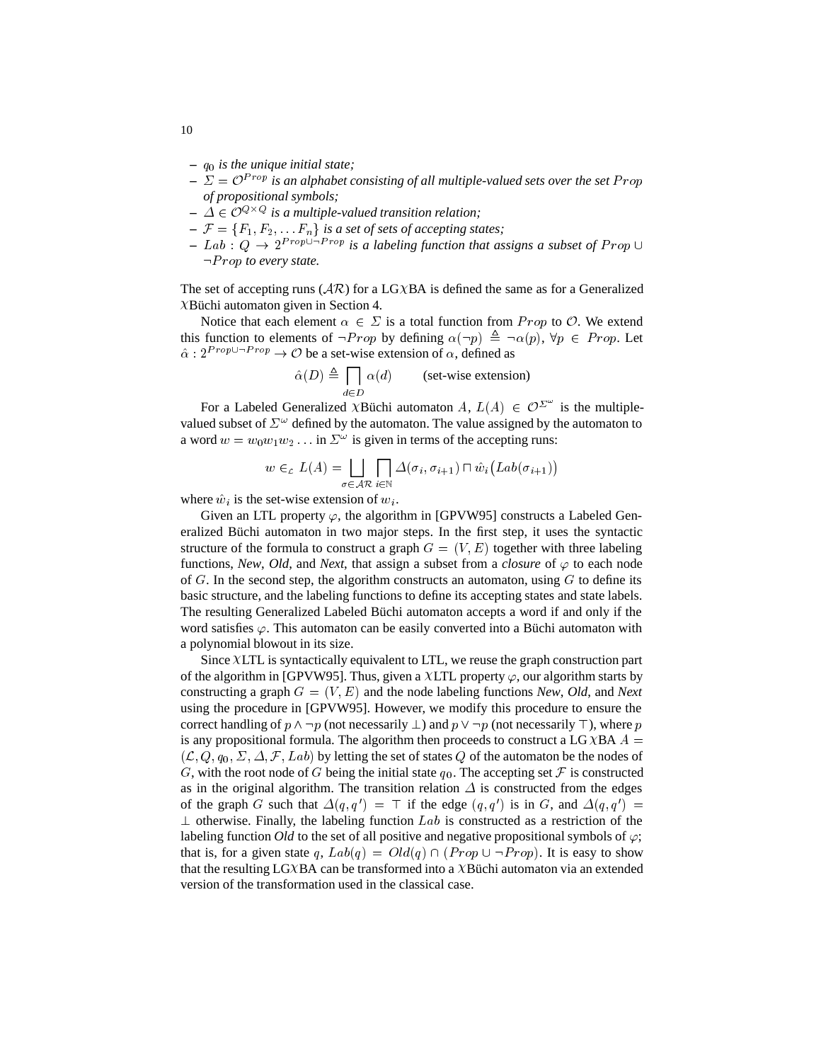- $q_0$ *is the unique initial state;*
- $\Sigma = \mathcal{O}^{Prop}$ *is an alphabet consisting of all multiple-valued sets over the set* $Prop$ *of propositional symbols;*
- $\Delta \in \mathcal{O}^{Q \times Q}$ *is a multiple-valued transition relation;*
- $\mathcal{F} = \{F_1, F_2, \ldots F_n\}$ *is a set of sets of accepting states;*
- $Lab : Q \to 2^{Prop \cup \neg Prop}$ *is a labeling function that assigns a subset of* $Prop \cup \neg Prop$ *to every state.*

The set of accepting runs ($\mathcal{AR}$) for a LG$\chi$BA is defined the same as for a Generalized $\chi$Büchi automaton given in Section 4.

Notice that each element $\alpha \in \Sigma$ is a total function from $Prop$ to $\mathcal{O}$. We extend this function to elements of $\neg Prop$ by defining $\alpha(\neg p) \triangleq \neg\alpha(p)$, $\forall p \in Prop$. Let $\hat{\alpha} : 2^{Prop \cup \neg Prop} \to \mathcal{O}$ be a set-wise extension of $\alpha$, defined as

$$\hat{\alpha}(D) \triangleq \bigsqcap_{d \in D} \alpha(d) \qquad \text{(set-wise extension)}$$

For a Labeled Generalized $\chi$Büchi automaton $A$, $L(A) \in \mathcal{O}^{\Sigma^\omega}$ is the multiple-valued subset of $\Sigma^\omega$ defined by the automaton. The value assigned by the automaton to a word $w = w_0 w_1 w_2 \ldots$ in $\Sigma^\omega$ is given in terms of the accepting runs:

$$w \in_{\mathcal{L}} L(A) = \bigsqcup_{\sigma \in \mathcal{AR}} \bigsqcap_{i \in \mathbb{N}} \Delta(\sigma_i, \sigma_{i+1}) \sqcap \hat{w}_i\big(Lab(\sigma_{i+1})\big)$$

where $\hat{w}_i$ is the set-wise extension of $w_i$.

Given an LTL property $\varphi$, the algorithm in [GPVW95] constructs a Labeled Generalized Büchi automaton in two major steps. In the first step, it uses the syntactic structure of the formula to construct a graph $G = (V, E)$ together with three labeling functions, *New*, *Old*, and *Next*, that assign a subset from a *closure* of $\varphi$ to each node of $G$. In the second step, the algorithm constructs an automaton, using $G$ to define its basic structure, and the labeling functions to define its accepting states and state labels. The resulting Generalized Labeled Büchi automaton accepts a word if and only if the word satisfies $\varphi$. This automaton can be easily converted into a Büchi automaton with a polynomial blowout in its size.

Since $\chi$LTL is syntactically equivalent to LTL, we reuse the graph construction part of the algorithm in [GPVW95]. Thus, given a $\chi$LTL property $\varphi$, our algorithm starts by constructing a graph $G = (V, E)$ and the node labeling functions *New*, *Old*, and *Next* using the procedure in [GPVW95]. However, we modify this procedure to ensure the correct handling of $p \wedge \neg p$ (not necessarily $\bot$) and $p \vee \neg p$ (not necessarily $\top$), where $p$ is any propositional formula. The algorithm then proceeds to construct a LG$\chi$BA $A = (\mathcal{L}, Q, q_0, \Sigma, \Delta, \mathcal{F}, Lab)$ by letting the set of states $Q$ of the automaton be the nodes of $G$, with the root node of $G$ being the initial state $q_0$. The accepting set $\mathcal{F}$ is constructed as in the original algorithm. The transition relation $\Delta$ is constructed from the edges of the graph $G$ such that $\Delta(q, q') = \top$ if the edge $(q, q')$ is in $G$, and $\Delta(q, q') = \bot$ otherwise. Finally, the labeling function $Lab$ is constructed as a restriction of the labeling function *Old* to the set of all positive and negative propositional symbols of $\varphi$; that is, for a given state $q$, $Lab(q) = Old(q) \cap (Prop \cup \neg Prop)$. It is easy to show that the resulting LG$\chi$BA can be transformed into a $\chi$Büchi automaton via an extended version of the transformation used in the classical case.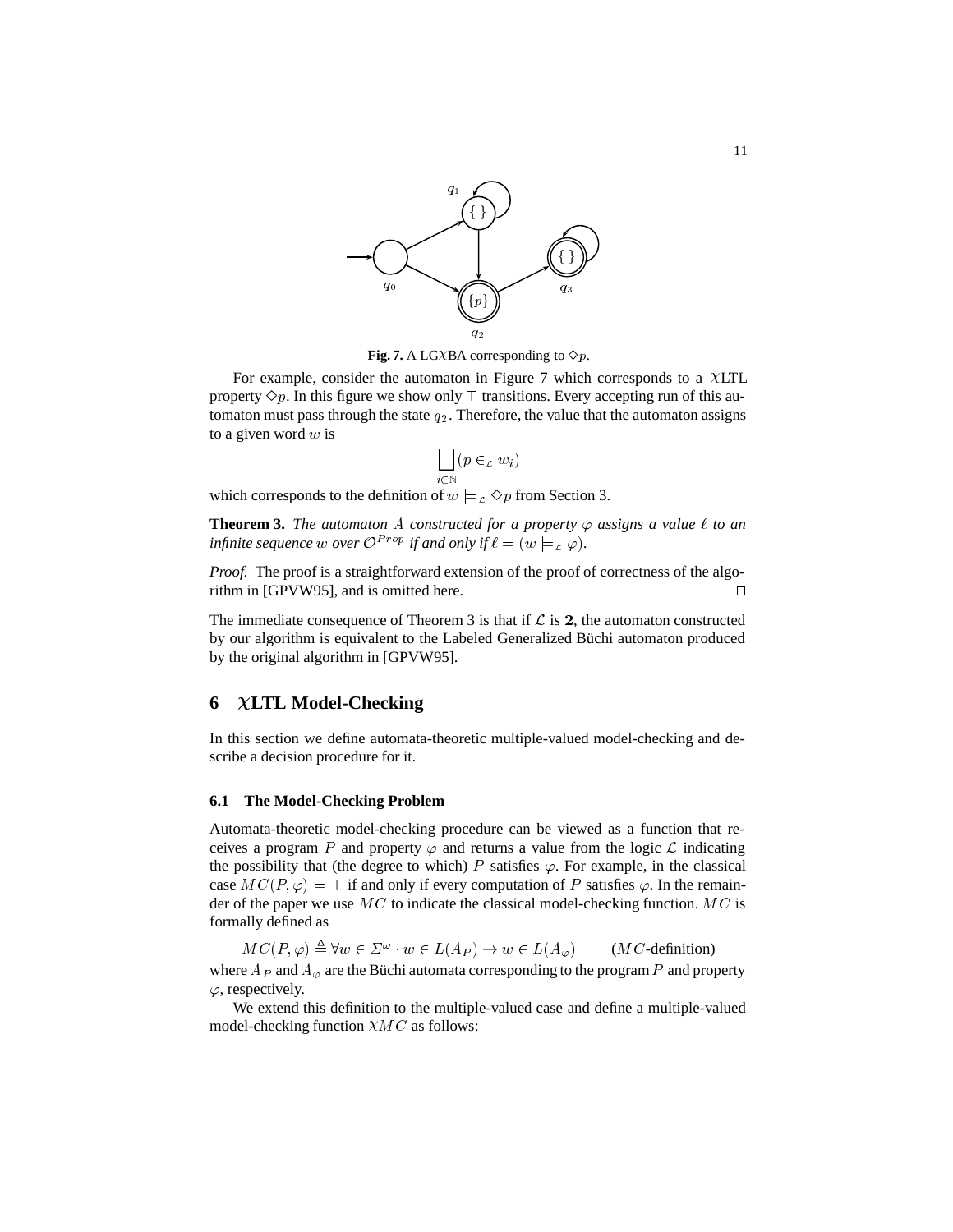**Fig. 7.** A LG$\chi$BA corresponding to $\diamond p$.

For example, consider the automaton in Figure 7 which corresponds to a $\chi$LTL property $\diamond p$. In this figure we show only $\top$ transitions. Every accepting run of this automaton must pass through the state $q_2$. Therefore, the value that the automaton assigns to a given word $w$ is

$$\bigsqcup_{i \in \mathbb{N}} (p \in_{\mathcal{L}} w_i)$$

which corresponds to the definition of $w \models_{\mathcal{L}} \diamond p$ from Section 3.

**Theorem 3.** *The automaton $A$ constructed for a property $\varphi$ assigns a value $\ell$ to an infinite sequence $w$ over $\mathcal{O}^{Prop}$ if and only if $\ell = (w \models_{\mathcal{L}} \varphi)$.*

*Proof.* The proof is a straightforward extension of the proof of correctness of the algorithm in [GPVW95], and is omitted here. $\square$

The immediate consequence of Theorem 3 is that if $\mathcal{L}$ is $\mathbf{2}$, the automaton constructed by our algorithm is equivalent to the Labeled Generalized Büchi automaton produced by the original algorithm in [GPVW95].

## 6 $\chi$LTL Model-Checking

In this section we define automata-theoretic multiple-valued model-checking and describe a decision procedure for it.

### 6.1 The Model-Checking Problem

Automata-theoretic model-checking procedure can be viewed as a function that receives a program $P$ and property $\varphi$ and returns a value from the logic $\mathcal{L}$ indicating the possibility that (the degree to which) $P$ satisfies $\varphi$. For example, in the classical case $MC(P, \varphi) = \top$ if and only if every computation of $P$ satisfies $\varphi$. In the remainder of the paper we use $MC$ to indicate the classical model-checking function. $MC$ is formally defined as

$$MC(P, \varphi) \triangleq \forall w \in \Sigma^{\omega} \cdot w \in L(A_P) \rightarrow w \in L(A_{\varphi}) \qquad (MC\text{-definition})$$

where $A_P$ and $A_{\varphi}$ are the Büchi automata corresponding to the program $P$ and property $\varphi$, respectively.

We extend this definition to the multiple-valued case and define a multiple-valued model-checking function $\chi MC$ as follows: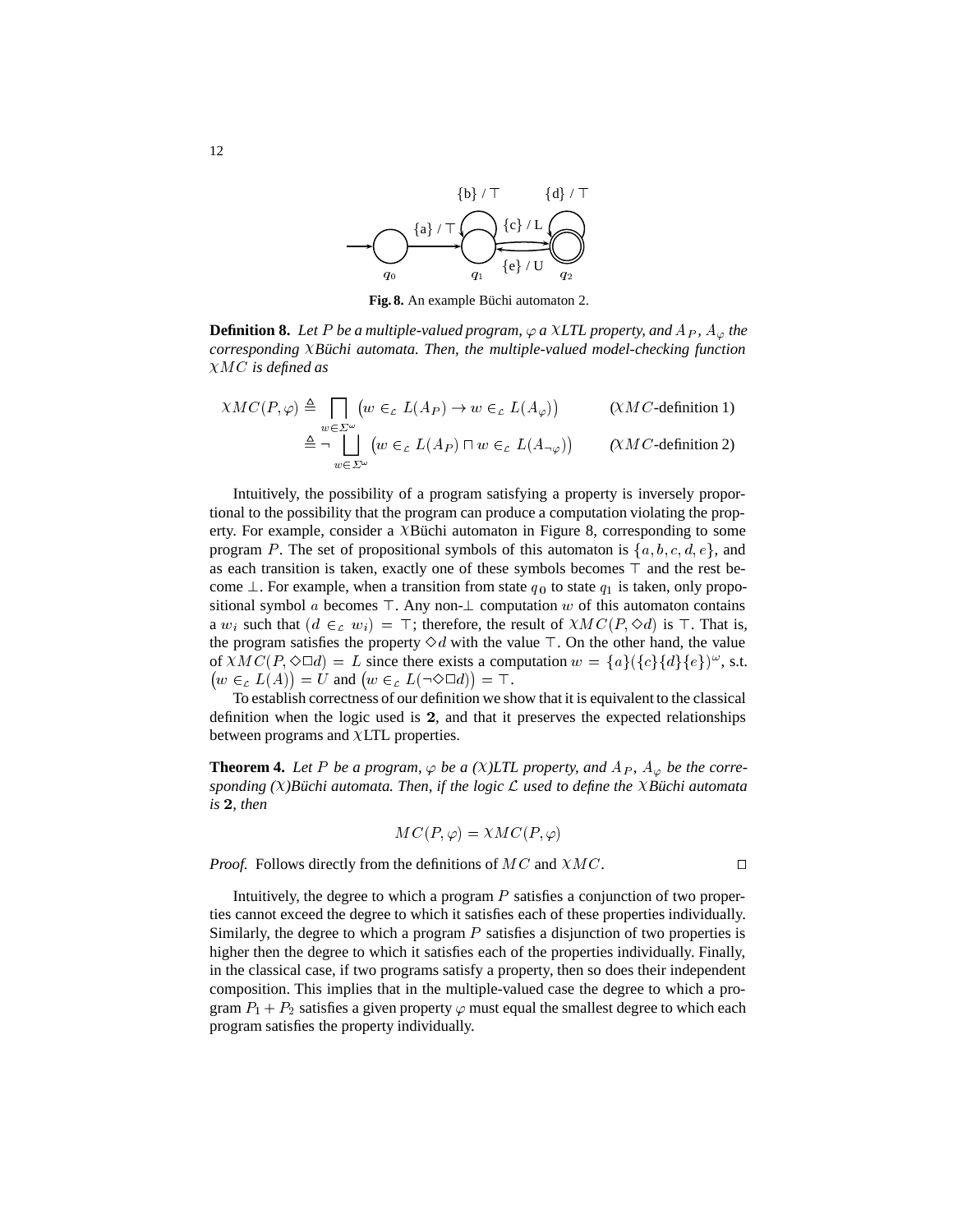Fig. 8. An example Büchi automaton 2.

**Definition 8.** *Let $P$ be a multiple-valued program, $\varphi$ a $\chi$LTL property, and $A_P$, $A_\varphi$ the corresponding $\chi$Büchi automata. Then, the multiple-valued model-checking function $\chi MC$ is defined as*

$$\chi MC(P, \varphi) \triangleq \bigsqcap_{w \in \Sigma^\omega} \big(w \in_{\mathcal{L}} L(A_P) \to w \in_{\mathcal{L}} L(A_\varphi)\big) \qquad (\chi MC\text{-definition 1})$$

$$\triangleq \neg \bigsqcup_{w \in \Sigma^\omega} \big(w \in_{\mathcal{L}} L(A_P) \sqcap w \in_{\mathcal{L}} L(A_{\neg\varphi})\big) \qquad (\chi MC\text{-definition 2})$$

Intuitively, the possibility of a program satisfying a property is inversely proportional to the possibility that the program can produce a computation violating the property. For example, consider a $\chi$Büchi automaton in Figure 8, corresponding to some program $P$. The set of propositional symbols of this automaton is $\{a, b, c, d, e\}$, and as each transition is taken, exactly one of these symbols becomes $\top$ and the rest become $\bot$. For example, when a transition from state $q_0$ to state $q_1$ is taken, only propositional symbol $a$ becomes $\top$. Any non-$\bot$ computation $w$ of this automaton contains a $w_i$ such that $(d \in_{\mathcal{L}} w_i) = \top$; therefore, the result of $\chi MC(P, \Diamond d)$ is $\top$. That is, the program satisfies the property $\Diamond d$ with the value $\top$. On the other hand, the value of $\chi MC(P, \Diamond\Box d) = L$ since there exists a computation $w = \{a\}(\{c\}\{d\}\{e\})^\omega$, s.t. $\big(w \in_{\mathcal{L}} L(A)\big) = U$ and $\big(w \in_{\mathcal{L}} L(\neg\Diamond\Box d)\big) = \top$.

To establish correctness of our definition we show that it is equivalent to the classical definition when the logic used is $\mathbf{2}$, and that it preserves the expected relationships between programs and $\chi$LTL properties.

**Theorem 4.** *Let $P$ be a program, $\varphi$ be a ($\chi$)LTL property, and $A_P$, $A_\varphi$ be the corresponding ($\chi$)Büchi automata. Then, if the logic $\mathcal{L}$ used to define the $\chi$Büchi automata is $\mathbf{2}$, then*

$$MC(P, \varphi) = \chi MC(P, \varphi)$$

*Proof.* Follows directly from the definitions of $MC$ and $\chi MC$. □

Intuitively, the degree to which a program $P$ satisfies a conjunction of two properties cannot exceed the degree to which it satisfies each of these properties individually. Similarly, the degree to which a program $P$ satisfies a disjunction of two properties is higher then the degree to which it satisfies each of the properties individually. Finally, in the classical case, if two programs satisfy a property, then so does their independent composition. This implies that in the multiple-valued case the degree to which a program $P_1 + P_2$ satisfies a given property $\varphi$ must equal the smallest degree to which each program satisfies the property individually.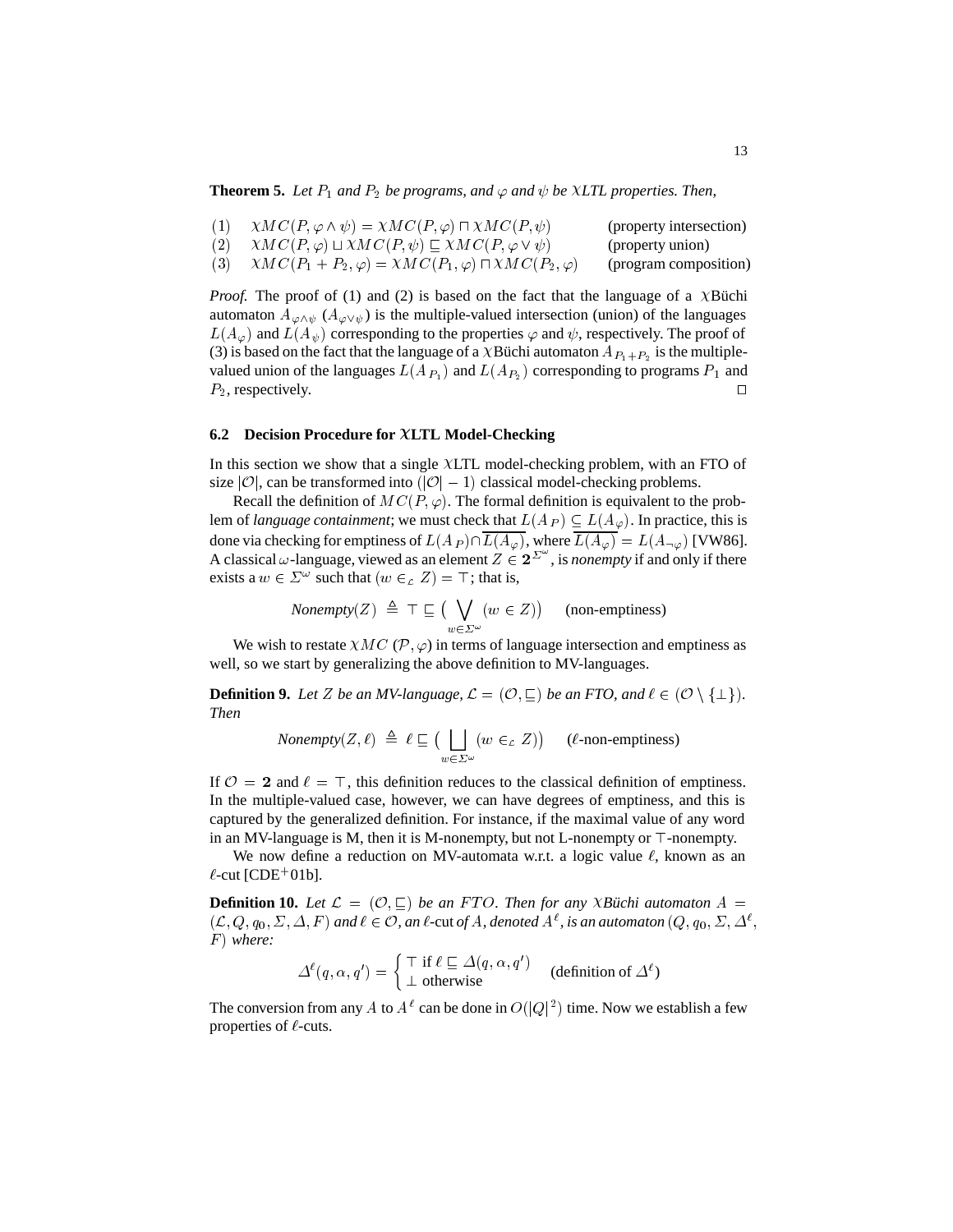**Theorem 5.** *Let $P_1$ and $P_2$ be programs, and $\varphi$ and $\psi$ be $\chi$LTL properties. Then,*

$$
\begin{array}{lll}
(1) & \chi MC(P, \varphi \wedge \psi) = \chi MC(P, \varphi) \sqcap \chi MC(P, \psi) & \text{(property intersection)} \\
(2) & \chi MC(P, \varphi) \sqcup \chi MC(P, \psi) \sqsubseteq \chi MC(P, \varphi \vee \psi) & \text{(property union)} \\
(3) & \chi MC(P_1 + P_2, \varphi) = \chi MC(P_1, \varphi) \sqcap \chi MC(P_2, \varphi) & \text{(program composition)}
\end{array}
$$

*Proof.* The proof of (1) and (2) is based on the fact that the language of a $\chi$Büchi automaton $A_{\varphi \wedge \psi}$ ($A_{\varphi \vee \psi}$) is the multiple-valued intersection (union) of the languages $L(A_\varphi)$ and $L(A_\psi)$ corresponding to the properties $\varphi$ and $\psi$, respectively. The proof of (3) is based on the fact that the language of a $\chi$Büchi automaton $A_{P_1+P_2}$ is the multiple-valued union of the languages $L(A_{P_1})$ and $L(A_{P_2})$ corresponding to programs $P_1$ and $P_2$, respectively. ◻

### 6.2 Decision Procedure for $\chi$LTL Model-Checking

In this section we show that a single $\chi$LTL model-checking problem, with an FTO of size $|\mathcal{O}|$, can be transformed into $(|\mathcal{O}| - 1)$ classical model-checking problems.

Recall the definition of $MC(P, \varphi)$. The formal definition is equivalent to the problem of *language containment*; we must check that $L(A_P) \subseteq L(A_\varphi)$. In practice, this is done via checking for emptiness of $L(A_P) \cap \overline{L(A_\varphi)}$, where $\overline{L(A_\varphi)} = L(A_{\neg\varphi})$ [VW86]. A classical $\omega$-language, viewed as an element $Z \in \mathbf{2}^{\Sigma^\omega}$, is *nonempty* if and only if there exists a $w \in \Sigma^\omega$ such that $(w \in_{\mathcal{L}} Z) = \top$; that is,

$$
\textit{Nonempty}(Z) \triangleq \top \sqsubseteq \Big( \bigvee_{w \in \Sigma^\omega} (w \in Z) \Big) \qquad \text{(non-emptiness)}
$$

We wish to restate $\chi MC(\mathcal{P}, \varphi)$ in terms of language intersection and emptiness as well, so we start by generalizing the above definition to MV-languages.

**Definition 9.** *Let $Z$ be an MV-language, $\mathcal{L} = (\mathcal{O}, \sqsubseteq)$ be an FTO, and $\ell \in (\mathcal{O} \setminus \{\bot\})$. Then*

$$
\textit{Nonempty}(Z, \ell) \triangleq \ell \sqsubseteq \Big( \bigsqcup_{w \in \Sigma^\omega} (w \in_{\mathcal{L}} Z) \Big) \qquad (\ell\text{-non-emptiness})
$$

If $\mathcal{O} = \mathbf{2}$ and $\ell = \top$, this definition reduces to the classical definition of emptiness. In the multiple-valued case, however, we can have degrees of emptiness, and this is captured by the generalized definition. For instance, if the maximal value of any word in an MV-language is M, then it is M-nonempty, but not L-nonempty or $\top$-nonempty.

We now define a reduction on MV-automata w.r.t. a logic value $\ell$, known as an $\ell$-cut [CDE+01b].

**Definition 10.** *Let $\mathcal{L} = (\mathcal{O}, \sqsubseteq)$ be an $FTO$. Then for any $\chi$Büchi automaton $A = (\mathcal{L}, Q, q_0, \Sigma, \Delta, F)$ and $\ell \in \mathcal{O}$, an* $\ell$-cut *of $A$, denoted $A^\ell$, is an automaton $(Q, q_0, \Sigma, \Delta^\ell, F)$ where:*

$$
\Delta^\ell(q, \alpha, q') = \begin{cases} \top \text{ if } \ell \sqsubseteq \Delta(q, \alpha, q') \\ \bot \text{ otherwise} \end{cases} \qquad \text{(definition of } \Delta^\ell\text{)}
$$

The conversion from any $A$ to $A^\ell$ can be done in $O(|Q|^2)$ time. Now we establish a few properties of $\ell$-cuts.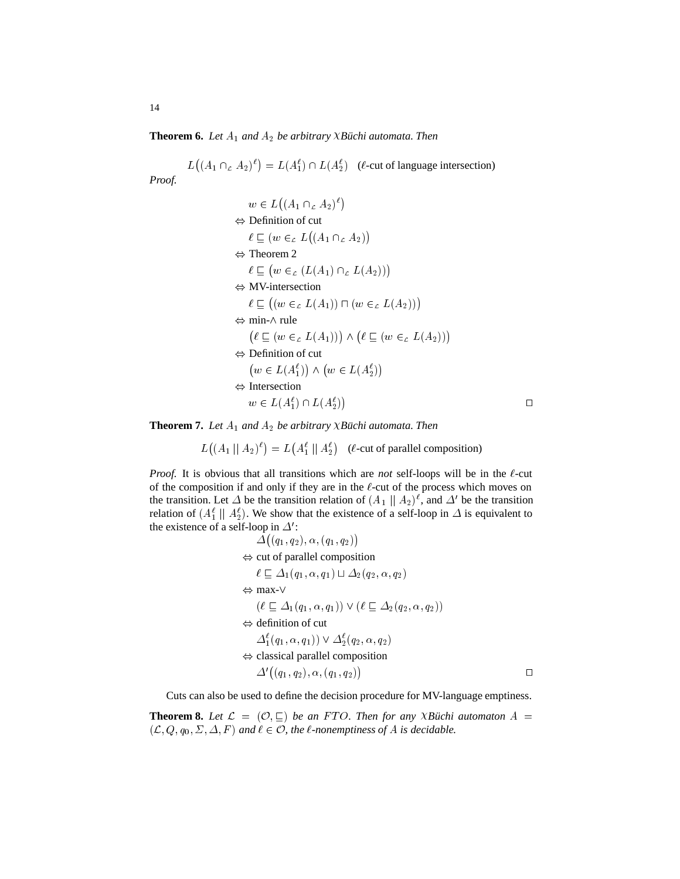**Theorem 6.** *Let $A_1$ and $A_2$ be arbitrary $\chi$Büchi automata. Then*

$$L\big((A_1 \cap_{\mathcal{L}} A_2)^\ell\big) = L(A_1^\ell) \cap L(A_2^\ell) \quad \text{($\ell$-cut of language intersection)}$$

*Proof.*

$$
\begin{aligned}
& w \in L\big((A_1 \cap_{\mathcal{L}} A_2)^\ell\big) \\
\Leftrightarrow\ & \text{Definition of cut} \\
& \ell \sqsubseteq \big(w \in_{\mathcal{L}} L\big((A_1 \cap_{\mathcal{L}} A_2)\big)\big) \\
\Leftrightarrow\ & \text{Theorem 2} \\
& \ell \sqsubseteq \big(w \in_{\mathcal{L}} (L(A_1) \cap_{\mathcal{L}} L(A_2))\big) \\
\Leftrightarrow\ & \text{MV-intersection} \\
& \ell \sqsubseteq \big((w \in_{\mathcal{L}} L(A_1)) \sqcap (w \in_{\mathcal{L}} L(A_2))\big) \\
\Leftrightarrow\ & \text{min-}\wedge \text{ rule} \\
& \big(\ell \sqsubseteq (w \in_{\mathcal{L}} L(A_1))\big) \wedge \big(\ell \sqsubseteq (w \in_{\mathcal{L}} L(A_2))\big) \\
\Leftrightarrow\ & \text{Definition of cut} \\
& \big(w \in L(A_1^\ell)\big) \wedge \big(w \in L(A_2^\ell)\big) \\
\Leftrightarrow\ & \text{Intersection} \\
& w \in L(A_1^\ell) \cap L(A_2^\ell)\big)
\end{aligned}
$$

□

**Theorem 7.** *Let $A_1$ and $A_2$ be arbitrary $\chi$Büchi automata. Then*

$$L\big((A_1 \,||\, A_2)^\ell\big) = L\big(A_1^\ell \,||\, A_2^\ell\big) \quad \text{($\ell$-cut of parallel composition)}$$

*Proof.* It is obvious that all transitions which are *not* self-loops will be in the $\ell$-cut of the composition if and only if they are in the $\ell$-cut of the process which moves on the transition. Let $\Delta$ be the transition relation of $(A_1 \,||\, A_2)^\ell$, and $\Delta'$ be the transition relation of $(A_1^\ell \,||\, A_2^\ell)$. We show that the existence of a self-loop in $\Delta$ is equivalent to the existence of a self-loop in $\Delta'$:

$$
\begin{aligned}
& \Delta\big((q_1, q_2), \alpha, (q_1, q_2)\big) \\
\Leftrightarrow\ & \text{cut of parallel composition} \\
& \ell \sqsubseteq \Delta_1(q_1, \alpha, q_1) \sqcup \Delta_2(q_2, \alpha, q_2) \\
\Leftrightarrow\ & \text{max-}\vee \\
& (\ell \sqsubseteq \Delta_1(q_1, \alpha, q_1)) \vee (\ell \sqsubseteq \Delta_2(q_2, \alpha, q_2)) \\
\Leftrightarrow\ & \text{definition of cut} \\
& \Delta_1^\ell(q_1, \alpha, q_1)) \vee \Delta_2^\ell(q_2, \alpha, q_2) \\
\Leftrightarrow\ & \text{classical parallel composition} \\
& \Delta'\big((q_1, q_2), \alpha, (q_1, q_2)\big)
\end{aligned}
$$

□

Cuts can also be used to define the decision procedure for MV-language emptiness.

**Theorem 8.** *Let $\mathcal{L} = (\mathcal{O}, \sqsubseteq)$ be an $FTO$. Then for any $\chi$Büchi automaton $A = (\mathcal{L}, Q, q_0, \Sigma, \Delta, F)$ and $\ell \in \mathcal{O}$, the $\ell$-nonemptiness of $A$ is decidable.*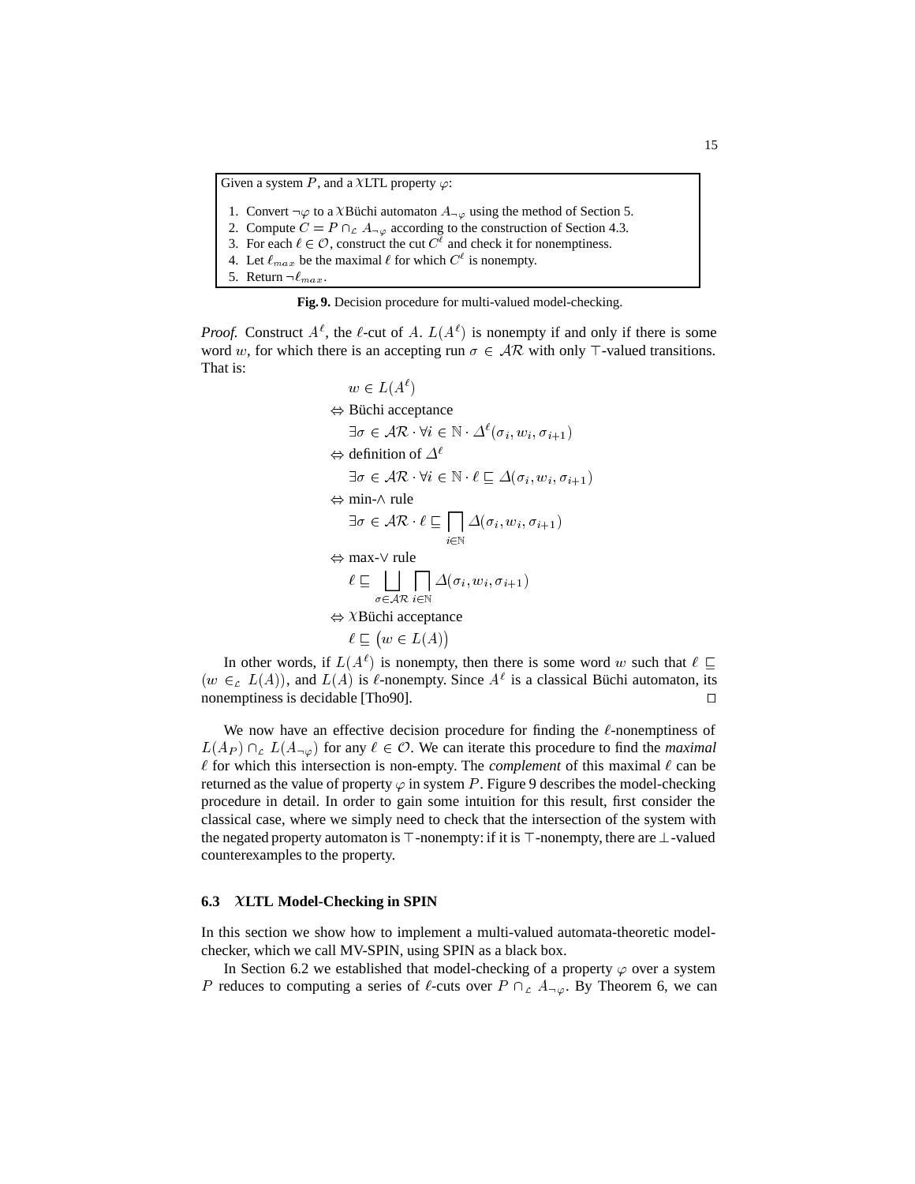Given a system $P$, and a $\chi$LTL property $\varphi$:

1. Convert $\neg\varphi$ to a $\chi$Büchi automaton $A_{\neg\varphi}$ using the method of Section 5.
2. Compute $C = P \cap_{\mathcal{L}} A_{\neg\varphi}$ according to the construction of Section 4.3.
3. For each $\ell \in \mathcal{O}$, construct the cut $C^{\ell}$ and check it for nonemptiness.
4. Let $\ell_{max}$ be the maximal $\ell$ for which $C^{\ell}$ is nonempty.
5. Return $\neg\ell_{max}$.

**Fig. 9.** Decision procedure for multi-valued model-checking.

*Proof.* Construct $A^{\ell}$, the $\ell$-cut of $A$. $L(A^{\ell})$ is nonempty if and only if there is some word $w$, for which there is an accepting run $\sigma \in \mathcal{AR}$ with only $\top$-valued transitions. That is:

$$
\begin{aligned}
& w \in L(A^{\ell}) \\
\Leftrightarrow\ & \text{Büchi acceptance} \\
& \exists \sigma \in \mathcal{AR} \cdot \forall i \in \mathbb{N} \cdot \Delta^{\ell}(\sigma_i, w_i, \sigma_{i+1}) \\
\Leftrightarrow\ & \text{definition of } \Delta^{\ell} \\
& \exists \sigma \in \mathcal{AR} \cdot \forall i \in \mathbb{N} \cdot \ell \sqsubseteq \Delta(\sigma_i, w_i, \sigma_{i+1}) \\
\Leftrightarrow\ & \text{min-}\wedge \text{ rule} \\
& \exists \sigma \in \mathcal{AR} \cdot \ell \sqsubseteq \bigsqcap_{i \in \mathbb{N}} \Delta(\sigma_i, w_i, \sigma_{i+1}) \\
\Leftrightarrow\ & \text{max-}\vee \text{ rule} \\
& \ell \sqsubseteq \bigsqcup_{\sigma \in \mathcal{AR}} \bigsqcap_{i \in \mathbb{N}} \Delta(\sigma_i, w_i, \sigma_{i+1}) \\
\Leftrightarrow\ & \chi\text{Büchi acceptance} \\
& \ell \sqsubseteq \big(w \in L(A)\big)
\end{aligned}
$$

In other words, if $L(A^{\ell})$ is nonempty, then there is some word $w$ such that $\ell \sqsubseteq (w \in_{\mathcal{L}} L(A))$, and $L(A)$ is $\ell$-nonempty. Since $A^{\ell}$ is a classical Büchi automaton, its nonemptiness is decidable [Tho90]. $\square$

We now have an effective decision procedure for finding the $\ell$-nonemptiness of $L(A_P) \cap_{\mathcal{L}} L(A_{\neg\varphi})$ for any $\ell \in \mathcal{O}$. We can iterate this procedure to find the *maximal* $\ell$ for which this intersection is non-empty. The *complement* of this maximal $\ell$ can be returned as the value of property $\varphi$ in system $P$. Figure 9 describes the model-checking procedure in detail. In order to gain some intuition for this result, first consider the classical case, where we simply need to check that the intersection of the system with the negated property automaton is $\top$-nonempty: if it is $\top$-nonempty, there are $\bot$-valued counterexamples to the property.

### 6.3 $\chi$LTL Model-Checking in SPIN

In this section we show how to implement a multi-valued automata-theoretic model-checker, which we call MV-SPIN, using SPIN as a black box.

In Section 6.2 we established that model-checking of a property $\varphi$ over a system $P$ reduces to computing a series of $\ell$-cuts over $P \cap_{\mathcal{L}} A_{\neg\varphi}$. By Theorem 6, we can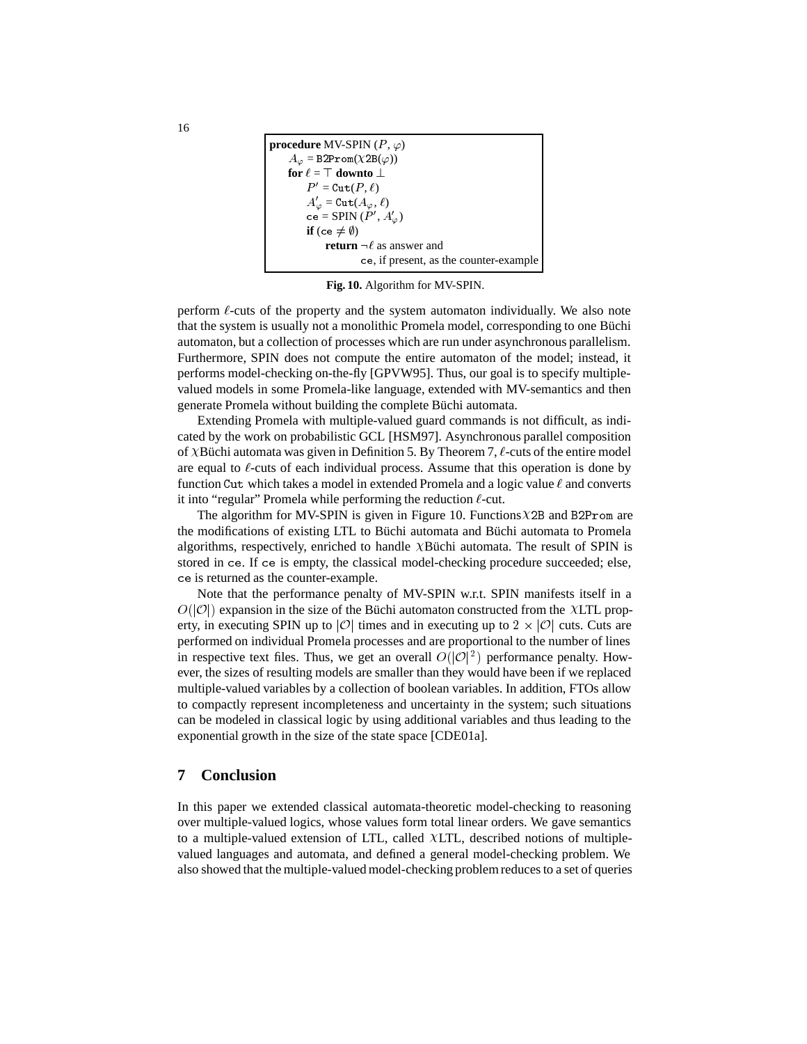```
procedure MV-SPIN (P, φ)
    A_φ = B2Prom(χ2B(φ))
    for ℓ = ⊤ downto ⊥
        P' = Cut(P, ℓ)
        A'_φ = Cut(A_φ, ℓ)
        ce = SPIN (P', A'_φ)
        if (ce ≠ ∅)
            return ¬ℓ as answer and
                ce, if present, as the counter-example
```

**Fig. 10.** Algorithm for MV-SPIN.

perform $\ell$-cuts of the property and the system automaton individually. We also note that the system is usually not a monolithic Promela model, corresponding to one Büchi automaton, but a collection of processes which are run under asynchronous parallelism. Furthermore, SPIN does not compute the entire automaton of the model; instead, it performs model-checking on-the-fly [GPVW95]. Thus, our goal is to specify multiple-valued models in some Promela-like language, extended with MV-semantics and then generate Promela without building the complete Büchi automata.

Extending Promela with multiple-valued guard commands is not difficult, as indicated by the work on probabilistic GCL [HSM97]. Asynchronous parallel composition of $\chi$Büchi automata was given in Definition 5. By Theorem 7, $\ell$-cuts of the entire model are equal to $\ell$-cuts of each individual process. Assume that this operation is done by function `Cut` which takes a model in extended Promela and a logic value $\ell$ and converts it into "regular" Promela while performing the reduction $\ell$-cut.

The algorithm for MV-SPIN is given in Figure 10. Functions $\chi$`2B` and `B2Prom` are the modifications of existing LTL to Büchi automata and Büchi automata to Promela algorithms, respectively, enriched to handle $\chi$Büchi automata. The result of SPIN is stored in `ce`. If `ce` is empty, the classical model-checking procedure succeeded; else, `ce` is returned as the counter-example.

Note that the performance penalty of MV-SPIN w.r.t. SPIN manifests itself in a $O(|\mathcal{O}|)$ expansion in the size of the Büchi automaton constructed from the $\chi$LTL property, in executing SPIN up to $|\mathcal{O}|$ times and in executing up to $2 \times |\mathcal{O}|$ cuts. Cuts are performed on individual Promela processes and are proportional to the number of lines in respective text files. Thus, we get an overall $O(|\mathcal{O}|^2)$ performance penalty. However, the sizes of resulting models are smaller than they would have been if we replaced multiple-valued variables by a collection of boolean variables. In addition, FTOs allow to compactly represent incompleteness and uncertainty in the system; such situations can be modeled in classical logic by using additional variables and thus leading to the exponential growth in the size of the state space [CDE01a].

## 7 Conclusion

In this paper we extended classical automata-theoretic model-checking to reasoning over multiple-valued logics, whose values form total linear orders. We gave semantics to a multiple-valued extension of LTL, called $\chi$LTL, described notions of multiple-valued languages and automata, and defined a general model-checking problem. We also showed that the multiple-valued model-checking problem reduces to a set of queries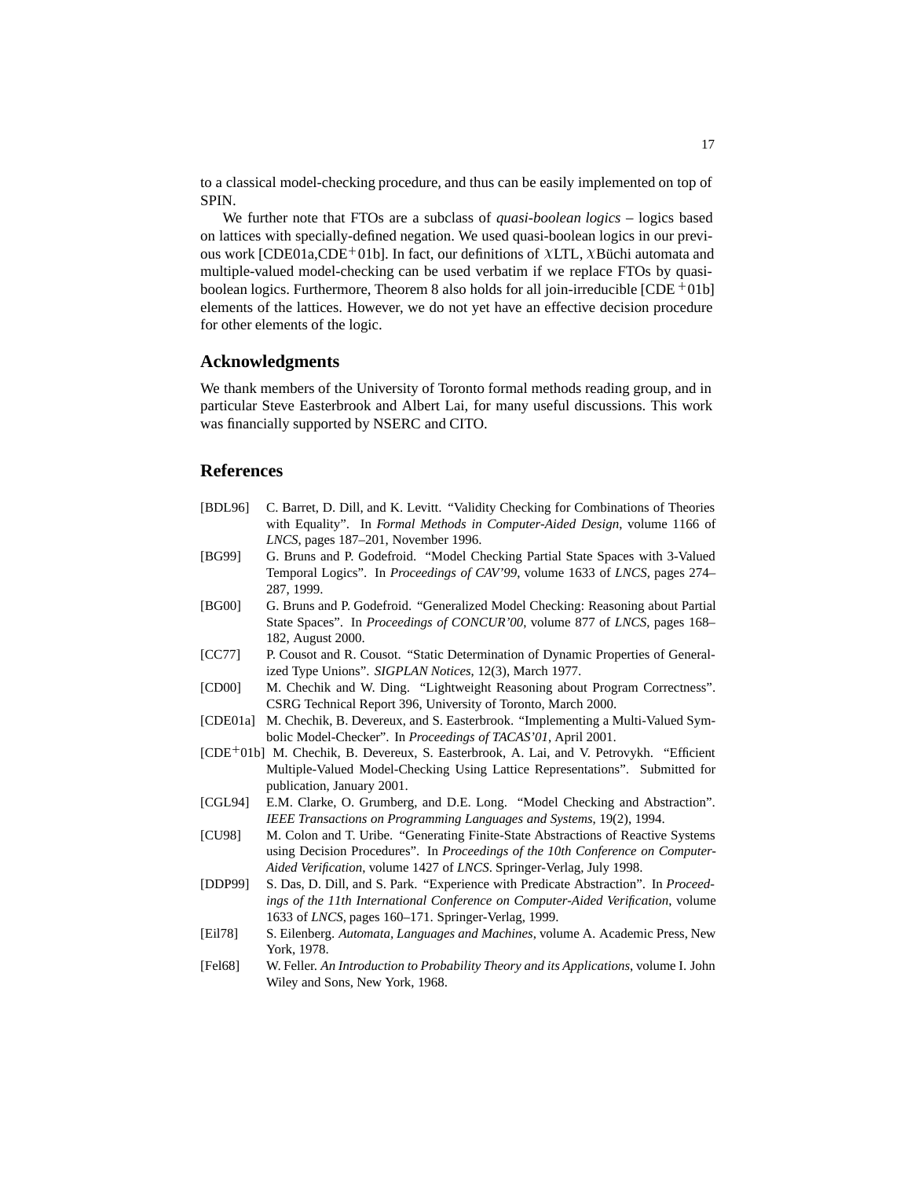to a classical model-checking procedure, and thus can be easily implemented on top of SPIN.

We further note that FTOs are a subclass of *quasi-boolean logics* – logics based on lattices with specially-defined negation. We used quasi-boolean logics in our previous work [CDE01a,CDE$^+$01b]. In fact, our definitions of $\chi$LTL, $\chi$Büchi automata and multiple-valued model-checking can be used verbatim if we replace FTOs by quasi-boolean logics. Furthermore, Theorem 8 also holds for all join-irreducible [CDE$^+$01b] elements of the lattices. However, we do not yet have an effective decision procedure for other elements of the logic.

## Acknowledgments

We thank members of the University of Toronto formal methods reading group, and in particular Steve Easterbrook and Albert Lai, for many useful discussions. This work was financially supported by NSERC and CITO.

## References

- [BDL96] C. Barret, D. Dill, and K. Levitt. "Validity Checking for Combinations of Theories with Equality". In *Formal Methods in Computer-Aided Design*, volume 1166 of *LNCS*, pages 187–201, November 1996.
- [BG99] G. Bruns and P. Godefroid. "Model Checking Partial State Spaces with 3-Valued Temporal Logics". In *Proceedings of CAV'99*, volume 1633 of *LNCS*, pages 274–287, 1999.
- [BG00] G. Bruns and P. Godefroid. "Generalized Model Checking: Reasoning about Partial State Spaces". In *Proceedings of CONCUR'00*, volume 877 of *LNCS*, pages 168–182, August 2000.
- [CC77] P. Cousot and R. Cousot. "Static Determination of Dynamic Properties of Generalized Type Unions". *SIGPLAN Notices*, 12(3), March 1977.
- [CD00] M. Chechik and W. Ding. "Lightweight Reasoning about Program Correctness". CSRG Technical Report 396, University of Toronto, March 2000.
- [CDE01a] M. Chechik, B. Devereux, and S. Easterbrook. "Implementing a Multi-Valued Symbolic Model-Checker". In *Proceedings of TACAS'01*, April 2001.
- [CDE$^+$01b] M. Chechik, B. Devereux, S. Easterbrook, A. Lai, and V. Petrovykh. "Efficient Multiple-Valued Model-Checking Using Lattice Representations". Submitted for publication, January 2001.
- [CGL94] E.M. Clarke, O. Grumberg, and D.E. Long. "Model Checking and Abstraction". *IEEE Transactions on Programming Languages and Systems*, 19(2), 1994.
- [CU98] M. Colon and T. Uribe. "Generating Finite-State Abstractions of Reactive Systems using Decision Procedures". In *Proceedings of the 10th Conference on Computer-Aided Verification*, volume 1427 of *LNCS*. Springer-Verlag, July 1998.
- [DDP99] S. Das, D. Dill, and S. Park. "Experience with Predicate Abstraction". In *Proceedings of the 11th International Conference on Computer-Aided Verification*, volume 1633 of *LNCS*, pages 160–171. Springer-Verlag, 1999.
- [Eil78] S. Eilenberg. *Automata, Languages and Machines*, volume A. Academic Press, New York, 1978.
- [Fel68] W. Feller. *An Introduction to Probability Theory and its Applications*, volume I. John Wiley and Sons, New York, 1968.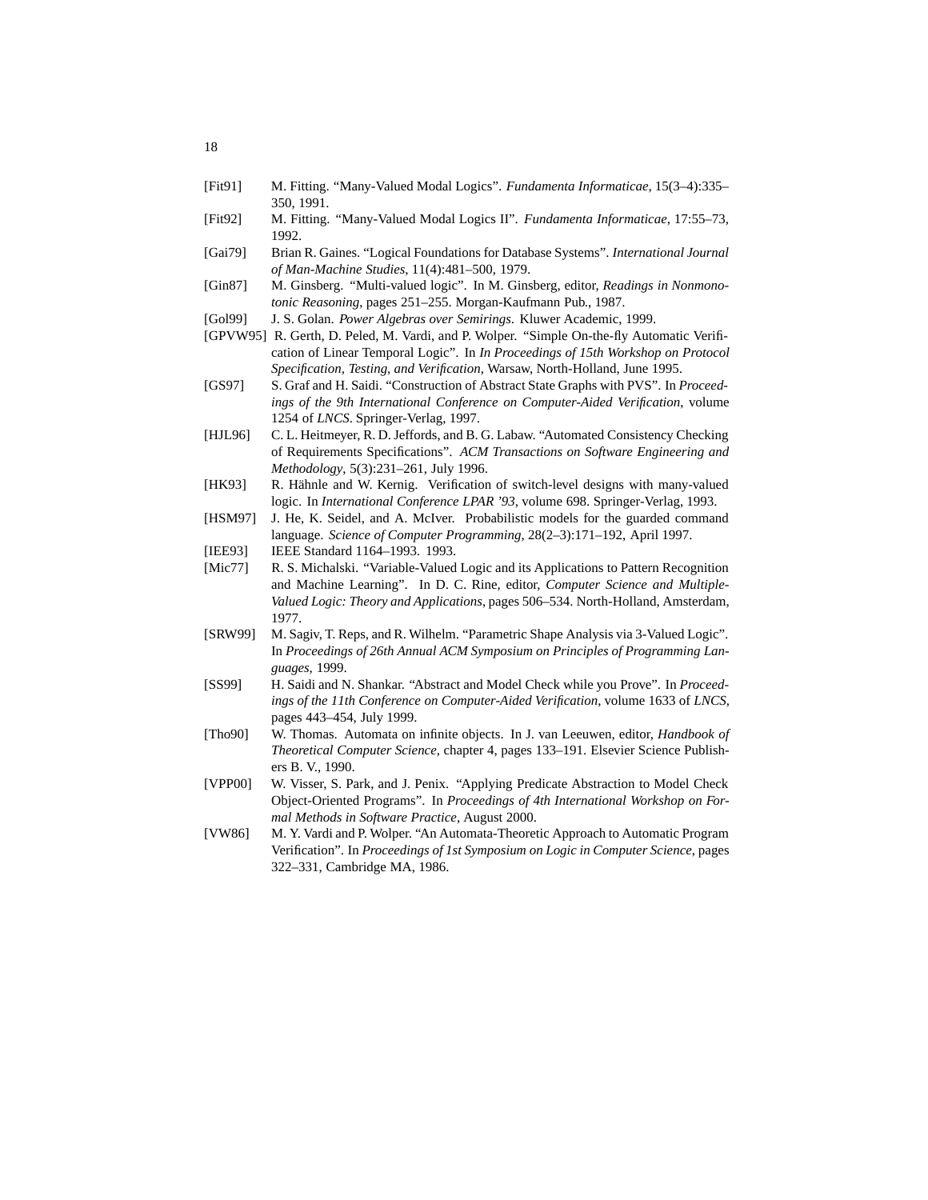[Fit91] M. Fitting. "Many-Valued Modal Logics". *Fundamenta Informaticae*, 15(3–4):335–350, 1991.

[Fit92] M. Fitting. "Many-Valued Modal Logics II". *Fundamenta Informaticae*, 17:55–73, 1992.

[Gai79] Brian R. Gaines. "Logical Foundations for Database Systems". *International Journal of Man-Machine Studies*, 11(4):481–500, 1979.

[Gin87] M. Ginsberg. "Multi-valued logic". In M. Ginsberg, editor, *Readings in Nonmonotonic Reasoning*, pages 251–255. Morgan-Kaufmann Pub., 1987.

[Gol99] J. S. Golan. *Power Algebras over Semirings*. Kluwer Academic, 1999.

[GPVW95] R. Gerth, D. Peled, M. Vardi, and P. Wolper. "Simple On-the-fly Automatic Verification of Linear Temporal Logic". In *In Proceedings of 15th Workshop on Protocol Specification, Testing, and Verification*, Warsaw, North-Holland, June 1995.

[GS97] S. Graf and H. Saidi. "Construction of Abstract State Graphs with PVS". In *Proceedings of the 9th International Conference on Computer-Aided Verification*, volume 1254 of *LNCS*. Springer-Verlag, 1997.

[HJL96] C. L. Heitmeyer, R. D. Jeffords, and B. G. Labaw. "Automated Consistency Checking of Requirements Specifications". *ACM Transactions on Software Engineering and Methodology*, 5(3):231–261, July 1996.

[HK93] R. Hähnle and W. Kernig. Verification of switch-level designs with many-valued logic. In *International Conference LPAR '93*, volume 698. Springer-Verlag, 1993.

[HSM97] J. He, K. Seidel, and A. McIver. Probabilistic models for the guarded command language. *Science of Computer Programming*, 28(2–3):171–192, April 1997.

[IEE93] IEEE Standard 1164–1993. 1993.

[Mic77] R. S. Michalski. "Variable-Valued Logic and its Applications to Pattern Recognition and Machine Learning". In D. C. Rine, editor, *Computer Science and Multiple-Valued Logic: Theory and Applications*, pages 506–534. North-Holland, Amsterdam, 1977.

[SRW99] M. Sagiv, T. Reps, and R. Wilhelm. "Parametric Shape Analysis via 3-Valued Logic". In *Proceedings of 26th Annual ACM Symposium on Principles of Programming Languages*, 1999.

[SS99] H. Saidi and N. Shankar. "Abstract and Model Check while you Prove". In *Proceedings of the 11th Conference on Computer-Aided Verification*, volume 1633 of *LNCS*, pages 443–454, July 1999.

[Tho90] W. Thomas. Automata on infinite objects. In J. van Leeuwen, editor, *Handbook of Theoretical Computer Science*, chapter 4, pages 133–191. Elsevier Science Publishers B. V., 1990.

[VPP00] W. Visser, S. Park, and J. Penix. "Applying Predicate Abstraction to Model Check Object-Oriented Programs". In *Proceedings of 4th International Workshop on Formal Methods in Software Practice*, August 2000.

[VW86] M. Y. Vardi and P. Wolper. "An Automata-Theoretic Approach to Automatic Program Verification". In *Proceedings of 1st Symposium on Logic in Computer Science*, pages 322–331, Cambridge MA, 1986.